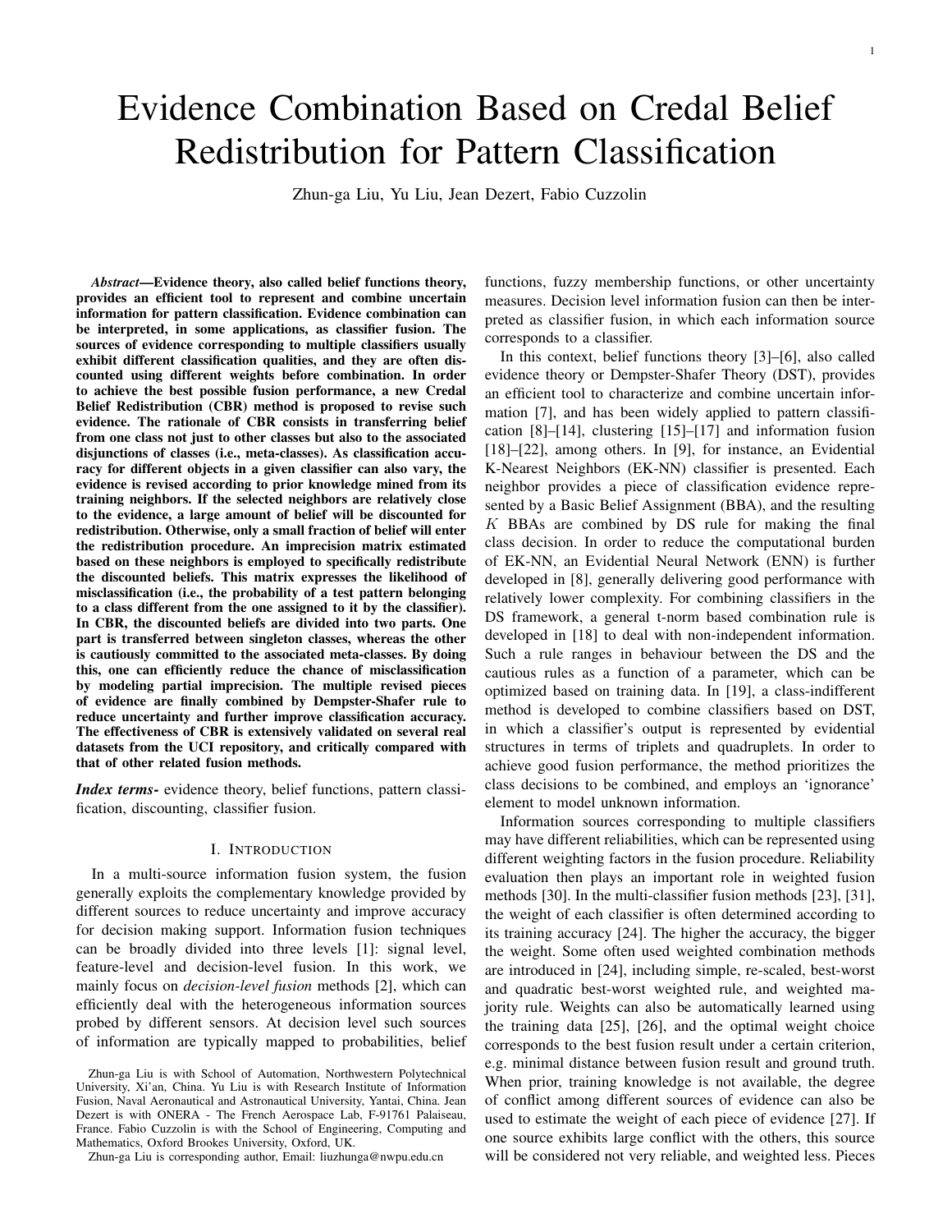# Evidence Combination Based on Credal Belief Redistribution for Pattern Classification

Zhun-ga Liu, Yu Liu, Jean Dezert, Fabio Cuzzolin

***Abstract*—Evidence theory, also called belief functions theory, provides an efficient tool to represent and combine uncertain information for pattern classification. Evidence combination can be interpreted, in some applications, as classifier fusion. The sources of evidence corresponding to multiple classifiers usually exhibit different classification qualities, and they are often discounted using different weights before combination. In order to achieve the best possible fusion performance, a new Credal Belief Redistribution (CBR) method is proposed to revise such evidence. The rationale of CBR consists in transferring belief from one class not just to other classes but also to the associated disjunctions of classes (i.e., meta-classes). As classification accuracy for different objects in a given classifier can also vary, the evidence is revised according to prior knowledge mined from its training neighbors. If the selected neighbors are relatively close to the evidence, a large amount of belief will be discounted for redistribution. Otherwise, only a small fraction of belief will enter the redistribution procedure. An imprecision matrix estimated based on these neighbors is employed to specifically redistribute the discounted beliefs. This matrix expresses the likelihood of misclassification (i.e., the probability of a test pattern belonging to a class different from the one assigned to it by the classifier). In CBR, the discounted beliefs are divided into two parts. One part is transferred between singleton classes, whereas the other is cautiously committed to the associated meta-classes. By doing this, one can efficiently reduce the chance of misclassification by modeling partial imprecision. The multiple revised pieces of evidence are finally combined by Dempster-Shafer rule to reduce uncertainty and further improve classification accuracy. The effectiveness of CBR is extensively validated on several real datasets from the UCI repository, and critically compared with that of other related fusion methods.**

***Index terms-*** evidence theory, belief functions, pattern classification, discounting, classifier fusion.

## I. Introduction

In a multi-source information fusion system, the fusion generally exploits the complementary knowledge provided by different sources to reduce uncertainty and improve accuracy for decision making support. Information fusion techniques can be broadly divided into three levels [1]: signal level, feature-level and decision-level fusion. In this work, we mainly focus on *decision-level fusion* methods [2], which can efficiently deal with the heterogeneous information sources probed by different sensors. At decision level such sources of information are typically mapped to probabilities, belief functions, fuzzy membership functions, or other uncertainty measures. Decision level information fusion can then be interpreted as classifier fusion, in which each information source corresponds to a classifier.

In this context, belief functions theory [3]–[6], also called evidence theory or Dempster-Shafer Theory (DST), provides an efficient tool to characterize and combine uncertain information [7], and has been widely applied to pattern classification [8]–[14], clustering [15]–[17] and information fusion [18]–[22], among others. In [9], for instance, an Evidential K-Nearest Neighbors (EK-NN) classifier is presented. Each neighbor provides a piece of classification evidence represented by a Basic Belief Assignment (BBA), and the resulting $K$ BBAs are combined by DS rule for making the final class decision. In order to reduce the computational burden of EK-NN, an Evidential Neural Network (ENN) is further developed in [8], generally delivering good performance with relatively lower complexity. For combining classifiers in the DS framework, a general t-norm based combination rule is developed in [18] to deal with non-independent information. Such a rule ranges in behaviour between the DS and the cautious rules as a function of a parameter, which can be optimized based on training data. In [19], a class-indifferent method is developed to combine classifiers based on DST, in which a classifier's output is represented by evidential structures in terms of triplets and quadruplets. In order to achieve good fusion performance, the method prioritizes the class decisions to be combined, and employs an 'ignorance' element to model unknown information.

Information sources corresponding to multiple classifiers may have different reliabilities, which can be represented using different weighting factors in the fusion procedure. Reliability evaluation then plays an important role in weighted fusion methods [30]. In the multi-classifier fusion methods [23], [31], the weight of each classifier is often determined according to its training accuracy [24]. The higher the accuracy, the bigger the weight. Some often used weighted combination methods are introduced in [24], including simple, re-scaled, best-worst and quadratic best-worst weighted rule, and weighted majority rule. Weights can also be automatically learned using the training data [25], [26], and the optimal weight choice corresponds to the best fusion result under a certain criterion, e.g. minimal distance between fusion result and ground truth. When prior, training knowledge is not available, the degree of conflict among different sources of evidence can also be used to estimate the weight of each piece of evidence [27]. If one source exhibits large conflict with the others, this source will be considered not very reliable, and weighted less. Pieces

Zhun-ga Liu is with School of Automation, Northwestern Polytechnical University, Xi'an, China. Yu Liu is with Research Institute of Information Fusion, Naval Aeronautical and Astronautical University, Yantai, China. Jean Dezert is with ONERA - The French Aerospace Lab, F-91761 Palaiseau, France. Fabio Cuzzolin is with the School of Engineering, Computing and Mathematics, Oxford Brookes University, Oxford, UK.

Zhun-ga Liu is corresponding author, Email: liuzhunga@nwpu.edu.cn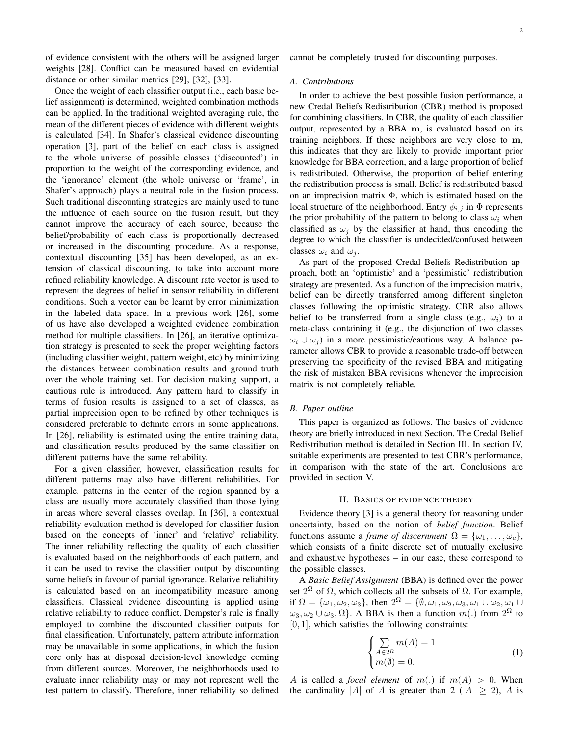of evidence consistent with the others will be assigned larger weights [28]. Conflict can be measured based on evidential distance or other similar metrics [29], [32], [33].

Once the weight of each classifier output (i.e., each basic belief assignment) is determined, weighted combination methods can be applied. In the traditional weighted averaging rule, the mean of the different pieces of evidence with different weights is calculated [34]. In Shafer's classical evidence discounting operation [3], part of the belief on each class is assigned to the whole universe of possible classes ('discounted') in proportion to the weight of the corresponding evidence, and the 'ignorance' element (the whole universe or 'frame', in Shafer's approach) plays a neutral role in the fusion process. Such traditional discounting strategies are mainly used to tune the influence of each source on the fusion result, but they cannot improve the accuracy of each source, because the belief/probability of each class is proportionally decreased or increased in the discounting procedure. As a response, contextual discounting [35] has been developed, as an extension of classical discounting, to take into account more refined reliability knowledge. A discount rate vector is used to represent the degrees of belief in sensor reliability in different conditions. Such a vector can be learnt by error minimization in the labeled data space. In a previous work [26], some of us have also developed a weighted evidence combination method for multiple classifiers. In [26], an iterative optimization strategy is presented to seek the proper weighting factors (including classifier weight, pattern weight, etc) by minimizing the distances between combination results and ground truth over the whole training set. For decision making support, a cautious rule is introduced. Any pattern hard to classify in terms of fusion results is assigned to a set of classes, as partial imprecision open to be refined by other techniques is considered preferable to definite errors in some applications. In [26], reliability is estimated using the entire training data, and classification results produced by the same classifier on different patterns have the same reliability.

For a given classifier, however, classification results for different patterns may also have different reliabilities. For example, patterns in the center of the region spanned by a class are usually more accurately classified than those lying in areas where several classes overlap. In [36], a contextual reliability evaluation method is developed for classifier fusion based on the concepts of 'inner' and 'relative' reliability. The inner reliability reflecting the quality of each classifier is evaluated based on the neighborhoods of each pattern, and it can be used to revise the classifier output by discounting some beliefs in favour of partial ignorance. Relative reliability is calculated based on an incompatibility measure among classifiers. Classical evidence discounting is applied using relative reliability to reduce conflict. Dempster's rule is finally employed to combine the discounted classifier outputs for final classification. Unfortunately, pattern attribute information may be unavailable in some applications, in which the fusion core only has at disposal decision-level knowledge coming from different sources. Moreover, the neighborhoods used to evaluate inner reliability may or may not represent well the test pattern to classify. Therefore, inner reliability so defined cannot be completely trusted for discounting purposes.

### A. Contributions

In order to achieve the best possible fusion performance, a new Credal Beliefs Redistribution (CBR) method is proposed for combining classifiers. In CBR, the quality of each classifier output, represented by a BBA $\mathbf{m}$, is evaluated based on its training neighbors. If these neighbors are very close to $\mathbf{m}$, this indicates that they are likely to provide important prior knowledge for BBA correction, and a large proportion of belief is redistributed. Otherwise, the proportion of belief entering the redistribution process is small. Belief is redistributed based on an imprecision matrix $\Phi$, which is estimated based on the local structure of the neighborhood. Entry $\phi_{i,j}$ in $\Phi$ represents the prior probability of the pattern to belong to class $\omega_i$ when classified as $\omega_j$ by the classifier at hand, thus encoding the degree to which the classifier is undecided/confused between classes $\omega_i$ and $\omega_j$.

As part of the proposed Credal Beliefs Redistribution approach, both an 'optimistic' and a 'pessimistic' redistribution strategy are presented. As a function of the imprecision matrix, belief can be directly transferred among different singleton classes following the optimistic strategy. CBR also allows belief to be transferred from a single class (e.g., $\omega_i$) to a meta-class containing it (e.g., the disjunction of two classes $\omega_i \cup \omega_j$) in a more pessimistic/cautious way. A balance parameter allows CBR to provide a reasonable trade-off between preserving the specificity of the revised BBA and mitigating the risk of mistaken BBA revisions whenever the imprecision matrix is not completely reliable.

### B. Paper outline

This paper is organized as follows. The basics of evidence theory are briefly introduced in next Section. The Credal Belief Redistribution method is detailed in Section III. In section IV, suitable experiments are presented to test CBR's performance, in comparison with the state of the art. Conclusions are provided in section V.

## II. Basics of evidence theory

Evidence theory [3] is a general theory for reasoning under uncertainty, based on the notion of *belief function*. Belief functions assume a *frame of discernment* $\Omega = \{\omega_1, \ldots, \omega_c\}$, which consists of a finite discrete set of mutually exclusive and exhaustive hypotheses – in our case, these correspond to the possible classes.

A *Basic Belief Assignment* (BBA) is defined over the power set $2^\Omega$ of $\Omega$, which collects all the subsets of $\Omega$. For example, if $\Omega = \{\omega_1, \omega_2, \omega_3\}$, then $2^\Omega = \{\emptyset, \omega_1, \omega_2, \omega_3, \omega_1 \cup \omega_2, \omega_1 \cup \omega_3, \omega_2 \cup \omega_3, \Omega\}$. A BBA is then a function $m(.)$ from $2^\Omega$ to $[0, 1]$, which satisfies the following constraints:

$$\begin{cases} \sum\limits_{A \in 2^\Omega} m(A) = 1 \\ m(\emptyset) = 0. \end{cases} \tag{1}$$

$A$ is called a *focal element* of $m(.)$ if $m(A) > 0$. When the cardinality $|A|$ of $A$ is greater than 2 ($|A| \geq 2$), $A$ is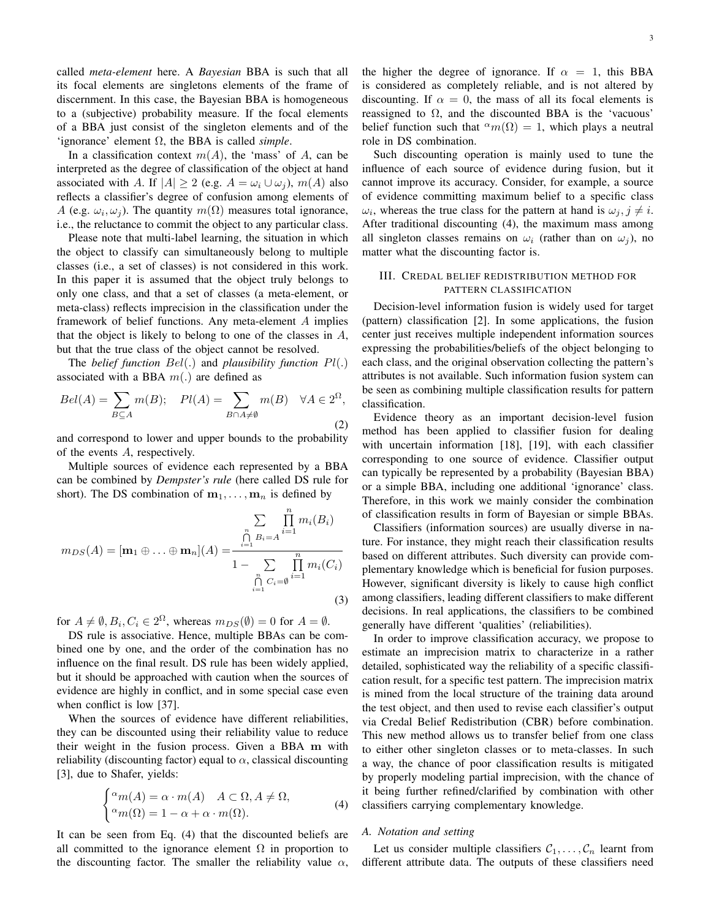called *meta-element* here. A *Bayesian* BBA is such that all its focal elements are singletons elements of the frame of discernment. In this case, the Bayesian BBA is homogeneous to a (subjective) probability measure. If the focal elements of a BBA just consist of the singleton elements and of the 'ignorance' element $\Omega$, the BBA is called *simple*.

In a classification context $m(A)$, the 'mass' of $A$, can be interpreted as the degree of classification of the object at hand associated with $A$. If $|A| \geq 2$ (e.g. $A = \omega_i \cup \omega_j$), $m(A)$ also reflects a classifier's degree of confusion among elements of $A$ (e.g. $\omega_i, \omega_j$). The quantity $m(\Omega)$ measures total ignorance, i.e., the reluctance to commit the object to any particular class.

Please note that multi-label learning, the situation in which the object to classify can simultaneously belong to multiple classes (i.e., a set of classes) is not considered in this work. In this paper it is assumed that the object truly belongs to only one class, and that a set of classes (a meta-element, or meta-class) reflects imprecision in the classification under the framework of belief functions. Any meta-element $A$ implies that the object is likely to belong to one of the classes in $A$, but that the true class of the object cannot be resolved.

The *belief function* $Bel(.)$ and *plausibility function* $Pl(.)$ associated with a BBA $m(.)$ are defined as

$$Bel(A) = \sum_{B \subseteq A} m(B); \quad Pl(A) = \sum_{B \cap A \neq \emptyset} m(B) \quad \forall A \in 2^{\Omega}, \tag{2}$$

and correspond to lower and upper bounds to the probability of the events $A$, respectively.

Multiple sources of evidence each represented by a BBA can be combined by *Dempster's rule* (here called DS rule for short). The DS combination of $\mathbf{m}_1, \ldots, \mathbf{m}_n$ is defined by

$$m_{DS}(A) = [\mathbf{m}_1 \oplus \ldots \oplus \mathbf{m}_n](A) = \frac{\sum\limits_{\bigcap_{i=1}^{n} B_i = A} \prod\limits_{i=1}^{n} m_i(B_i)}{1 - \sum\limits_{\bigcap_{i=1}^{n} C_i = \emptyset} \prod\limits_{i=1}^{n} m_i(C_i)} \tag{3}$$

for $A \neq \emptyset, B_i, C_i \in 2^{\Omega}$, whereas $m_{DS}(\emptyset) = 0$ for $A = \emptyset$.

DS rule is associative. Hence, multiple BBAs can be combined one by one, and the order of the combination has no influence on the final result. DS rule has been widely applied, but it should be approached with caution when the sources of evidence are highly in conflict, and in some special case even when conflict is low [37].

When the sources of evidence have different reliabilities, they can be discounted using their reliability value to reduce their weight in the fusion process. Given a BBA $\mathbf{m}$ with reliability (discounting factor) equal to $\alpha$, classical discounting [3], due to Shafer, yields:

$$\begin{cases} {}^{\alpha}m(A) = \alpha \cdot m(A) \quad A \subset \Omega, A \neq \Omega, \\ {}^{\alpha}m(\Omega) = 1 - \alpha + \alpha \cdot m(\Omega). \end{cases} \tag{4}$$

It can be seen from Eq. (4) that the discounted beliefs are all committed to the ignorance element $\Omega$ in proportion to the discounting factor. The smaller the reliability value $\alpha$, the higher the degree of ignorance. If $\alpha = 1$, this BBA is considered as completely reliable, and is not altered by discounting. If $\alpha = 0$, the mass of all its focal elements is reassigned to $\Omega$, and the discounted BBA is the 'vacuous' belief function such that ${}^{\alpha}m(\Omega) = 1$, which plays a neutral role in DS combination.

Such discounting operation is mainly used to tune the influence of each source of evidence during fusion, but it cannot improve its accuracy. Consider, for example, a source of evidence committing maximum belief to a specific class $\omega_i$, whereas the true class for the pattern at hand is $\omega_j, j \neq i$. After traditional discounting (4), the maximum mass among all singleton classes remains on $\omega_i$ (rather than on $\omega_j$), no matter what the discounting factor is.

## III. Credal belief redistribution method for pattern classification

Decision-level information fusion is widely used for target (pattern) classification [2]. In some applications, the fusion center just receives multiple independent information sources expressing the probabilities/beliefs of the object belonging to each class, and the original observation collecting the pattern's attributes is not available. Such information fusion system can be seen as combining multiple classification results for pattern classification.

Evidence theory as an important decision-level fusion method has been applied to classifier fusion for dealing with uncertain information [18], [19], with each classifier corresponding to one source of evidence. Classifier output can typically be represented by a probability (Bayesian BBA) or a simple BBA, including one additional 'ignorance' class. Therefore, in this work we mainly consider the combination of classification results in form of Bayesian or simple BBAs.

Classifiers (information sources) are usually diverse in nature. For instance, they might reach their classification results based on different attributes. Such diversity can provide complementary knowledge which is beneficial for fusion purposes. However, significant diversity is likely to cause high conflict among classifiers, leading different classifiers to make different decisions. In real applications, the classifiers to be combined generally have different 'qualities' (reliabilities).

In order to improve classification accuracy, we propose to estimate an imprecision matrix to characterize in a rather detailed, sophisticated way the reliability of a specific classification result, for a specific test pattern. The imprecision matrix is mined from the local structure of the training data around the test object, and then used to revise each classifier's output via Credal Belief Redistribution (CBR) before combination. This new method allows us to transfer belief from one class to either other singleton classes or to meta-classes. In such a way, the chance of poor classification results is mitigated by properly modeling partial imprecision, with the chance of it being further refined/clarified by combination with other classifiers carrying complementary knowledge.

### A. Notation and setting

Let us consider multiple classifiers $\mathcal{C}_1, \ldots, \mathcal{C}_n$ learnt from different attribute data. The outputs of these classifiers need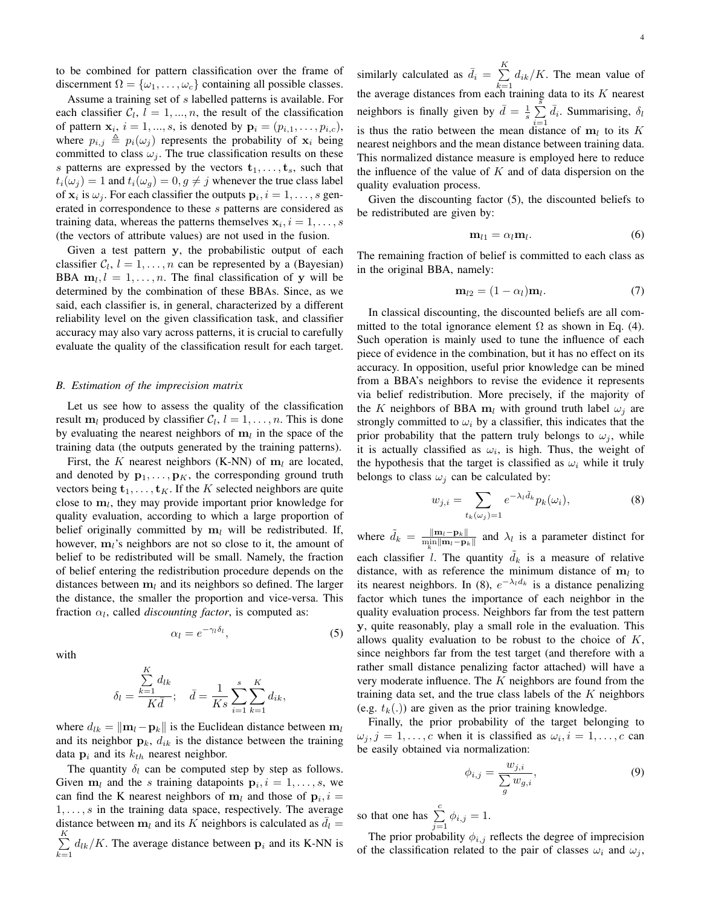to be combined for pattern classification over the frame of discernment $\Omega = \{\omega_1, \ldots, \omega_c\}$ containing all possible classes.

Assume a training set of $s$ labelled patterns is available. For each classifier $\mathcal{C}_l$, $l = 1, ..., n$, the result of the classification of pattern $\mathbf{x}_i$, $i = 1, ..., s$, is denoted by $\mathbf{p}_i = (p_{i,1}, \ldots, p_{i,c})$, where $p_{i,j} \triangleq p_i(\omega_j)$ represents the probability of $\mathbf{x}_i$ being committed to class $\omega_j$. The true classification results on these $s$ patterns are expressed by the vectors $\mathbf{t}_1, \ldots, \mathbf{t}_s$, such that $t_i(\omega_j) = 1$ and $t_i(\omega_g) = 0, g \neq j$ whenever the true class label of $\mathbf{x}_i$ is $\omega_j$. For each classifier the outputs $\mathbf{p}_i$, $i = 1, \ldots, s$ generated in correspondence to these $s$ patterns are considered as training data, whereas the patterns themselves $\mathbf{x}_i, i = 1, \ldots, s$ (the vectors of attribute values) are not used in the fusion.

Given a test pattern $\mathbf{y}$, the probabilistic output of each classifier $\mathcal{C}_l$, $l = 1, \ldots, n$ can be represented by a (Bayesian) BBA $\mathbf{m}_l, l = 1, \ldots, n$. The final classification of $\mathbf{y}$ will be determined by the combination of these BBAs. Since, as we said, each classifier is, in general, characterized by a different reliability level on the given classification task, and classifier accuracy may also vary across patterns, it is crucial to carefully evaluate the quality of the classification result for each target.

### B. Estimation of the imprecision matrix

Let us see how to assess the quality of the classification result $\mathbf{m}_l$ produced by classifier $\mathcal{C}_l$, $l = 1, \ldots, n$. This is done by evaluating the nearest neighbors of $\mathbf{m}_l$ in the space of the training data (the outputs generated by the training patterns).

First, the $K$ nearest neighbors (K-NN) of $\mathbf{m}_l$ are located, and denoted by $\mathbf{p}_1, \ldots, \mathbf{p}_K$, the corresponding ground truth vectors being $\mathbf{t}_1, \ldots, \mathbf{t}_K$. If the $K$ selected neighbors are quite close to $\mathbf{m}_l$, they may provide important prior knowledge for quality evaluation, according to which a large proportion of belief originally committed by $\mathbf{m}_l$ will be redistributed. If, however, $\mathbf{m}_l$'s neighbors are not so close to it, the amount of belief to be redistributed will be small. Namely, the fraction of belief entering the redistribution procedure depends on the distances between $\mathbf{m}_l$ and its neighbors so defined. The larger the distance, the smaller the proportion and vice-versa. This fraction $\alpha_l$, called *discounting factor*, is computed as:

$$\alpha_l = e^{-\gamma_l \delta_l}, \tag{5}$$

with

$$\delta_l = \frac{\sum_{k=1}^{K} d_{lk}}{K\bar{d}}; \quad \bar{d} = \frac{1}{Ks} \sum_{i=1}^{s} \sum_{k=1}^{K} d_{ik},$$

where $d_{lk} = \|\mathbf{m}_l - \mathbf{p}_k\|$ is the Euclidean distance between $\mathbf{m}_l$ and its neighbor $\mathbf{p}_k$, $d_{ik}$ is the distance between the training data $\mathbf{p}_i$ and its $k_{th}$ nearest neighbor.

The quantity $\delta_l$ can be computed step by step as follows. Given $\mathbf{m}_l$ and the $s$ training datapoints $\mathbf{p}_i, i = 1, \ldots, s$, we can find the K nearest neighbors of $\mathbf{m}_l$ and those of $\mathbf{p}_i, i = 1, \ldots, s$ in the training data space, respectively. The average distance between $\mathbf{m}_l$ and its $K$ neighbors is calculated as $\bar{d}_l = \sum_{k=1}^{K} d_{lk}/K$. The average distance between $\mathbf{p}_i$ and its K-NN is similarly calculated as $\bar{d}_i = \sum_{k=1}^{K} d_{ik}/K$. The mean value of the average distances from each training data to its $K$ nearest neighbors is finally given by $\bar{d} = \frac{1}{s} \sum_{i=1}^{s} \bar{d}_i$. Summarising, $\delta_l$ is thus the ratio between the mean distance of $\mathbf{m}_l$ to its $K$ nearest neighbors and the mean distance between training data. This normalized distance measure is employed here to reduce the influence of the value of $K$ and of data dispersion on the quality evaluation process.

Given the discounting factor (5), the discounted beliefs to be redistributed are given by:

$$\mathbf{m}_{l1} = \alpha_l \mathbf{m}_l. \tag{6}$$

The remaining fraction of belief is committed to each class as in the original BBA, namely:

$$\mathbf{m}_{l2} = (1 - \alpha_l)\mathbf{m}_l. \tag{7}$$

In classical discounting, the discounted beliefs are all committed to the total ignorance element $\Omega$ as shown in Eq. (4). Such operation is mainly used to tune the influence of each piece of evidence in the combination, but it has no effect on its accuracy. In opposition, useful prior knowledge can be mined from a BBA's neighbors to revise the evidence it represents via belief redistribution. More precisely, if the majority of the $K$ neighbors of BBA $\mathbf{m}_l$ with ground truth label $\omega_j$ are strongly committed to $\omega_i$ by a classifier, this indicates that the prior probability that the pattern truly belongs to $\omega_j$, while it is actually classified as $\omega_i$, is high. Thus, the weight of the hypothesis that the target is classified as $\omega_i$ while it truly belongs to class $\omega_j$ can be calculated by:

$$w_{j,i} = \sum_{t_k(\omega_j)=1} e^{-\lambda_l \tilde{d}_k} p_k(\omega_i), \tag{8}$$

where $\tilde{d}_k = \frac{\|\mathbf{m}_l - \mathbf{p}_k\|}{\min_k \|\mathbf{m}_l - \mathbf{p}_k\|}$ and $\lambda_l$ is a parameter distinct for each classifier $l$. The quantity $\tilde{d}_k$ is a measure of relative distance, with as reference the minimum distance of $\mathbf{m}_l$ to its nearest neighbors. In (8), $e^{-\lambda_l d_k}$ is a distance penalizing factor which tunes the importance of each neighbor in the quality evaluation process. Neighbors far from the test pattern $\mathbf{y}$, quite reasonably, play a small role in the evaluation. This allows quality evaluation to be robust to the choice of $K$, since neighbors far from the test target (and therefore with a rather small distance penalizing factor attached) will have a very moderate influence. The $K$ neighbors are found from the training data set, and the true class labels of the $K$ neighbors (e.g. $t_k(.)$) are given as the prior training knowledge.

Finally, the prior probability of the target belonging to $\omega_j, j = 1, \ldots, c$ when it is classified as $\omega_i, i = 1, \ldots, c$ can be easily obtained via normalization:

$$\phi_{i,j} = \frac{w_{j,i}}{\sum_{g} w_{g,i}}, \tag{9}$$

so that one has $\sum_{j=1}^{c} \phi_{i,j} = 1$.

The prior probability $\phi_{i,j}$ reflects the degree of imprecision of the classification related to the pair of classes $\omega_i$ and $\omega_j$,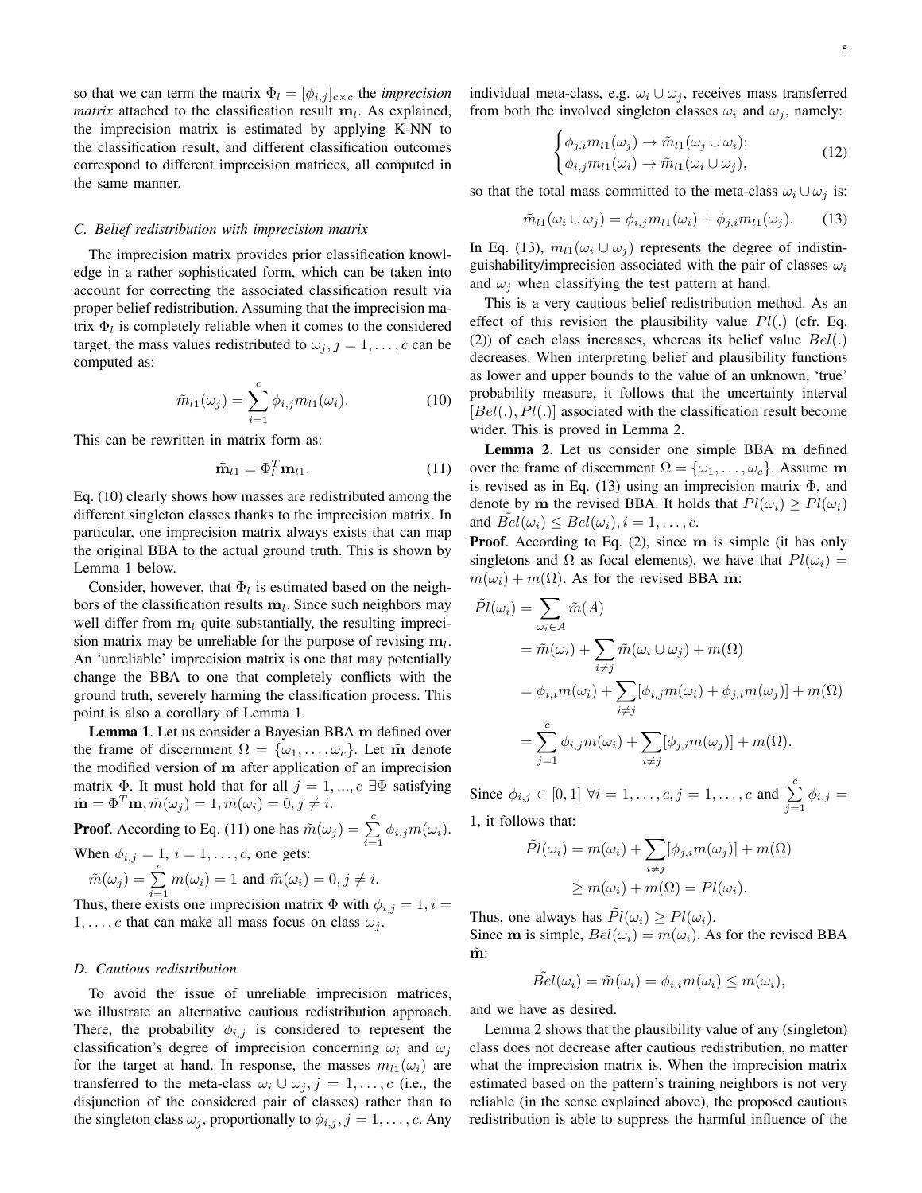so that we can term the matrix $\Phi_l = [\phi_{i,j}]_{c\times c}$ the *imprecision matrix* attached to the classification result $\mathbf{m}_l$. As explained, the imprecision matrix is estimated by applying K-NN to the classification result, and different classification outcomes correspond to different imprecision matrices, all computed in the same manner.

### C. Belief redistribution with imprecision matrix

The imprecision matrix provides prior classification knowledge in a rather sophisticated form, which can be taken into account for correcting the associated classification result via proper belief redistribution. Assuming that the imprecision matrix $\Phi_l$ is completely reliable when it comes to the considered target, the mass values redistributed to $\omega_j, j = 1, \ldots, c$ can be computed as:

$$\tilde{m}_{l1}(\omega_j) = \sum_{i=1}^{c} \phi_{i,j} m_{l1}(\omega_i). \tag{10}$$

This can be rewritten in matrix form as:

$$\tilde{\mathbf{m}}_{l1} = \Phi_l^T \mathbf{m}_{l1}. \tag{11}$$

Eq. (10) clearly shows how masses are redistributed among the different singleton classes thanks to the imprecision matrix. In particular, one imprecision matrix always exists that can map the original BBA to the actual ground truth. This is shown by Lemma 1 below.

Consider, however, that $\Phi_l$ is estimated based on the neighbors of the classification results $\mathbf{m}_l$. Since such neighbors may well differ from $\mathbf{m}_l$ quite substantially, the resulting imprecision matrix may be unreliable for the purpose of revising $\mathbf{m}_l$. An 'unreliable' imprecision matrix is one that may potentially change the BBA to one that completely conflicts with the ground truth, severely harming the classification process. This point is also a corollary of Lemma 1.

**Lemma 1**. Let us consider a Bayesian BBA $\mathbf{m}$ defined over the frame of discernment $\Omega = \{\omega_1, \ldots, \omega_c\}$. Let $\tilde{\mathbf{m}}$ denote the modified version of $\mathbf{m}$ after application of an imprecision matrix $\Phi$. It must hold that for all $j = 1, ..., c$ $\exists \Phi$ satisfying $\tilde{\mathbf{m}} = \Phi^T \mathbf{m}, \tilde{m}(\omega_j) = 1, \tilde{m}(\omega_i) = 0, j \neq i$.

**Proof**. According to Eq. (11) one has $\tilde{m}(\omega_j) = \sum_{i=1}^{c} \phi_{i,j} m(\omega_i)$. When $\phi_{i,j} = 1$, $i = 1, \ldots, c$, one gets:
$\tilde{m}(\omega_j) = \sum_{i=1}^{c} m(\omega_i) = 1$ and $\tilde{m}(\omega_i) = 0, j \neq i$.
Thus, there exists one imprecision matrix $\Phi$ with $\phi_{i,j} = 1, i = 1, \ldots, c$ that can make all mass focus on class $\omega_j$.

### D. Cautious redistribution

To avoid the issue of unreliable imprecision matrices, we illustrate an alternative cautious redistribution approach. There, the probability $\phi_{i,j}$ is considered to represent the classification's degree of imprecision concerning $\omega_i$ and $\omega_j$ for the target at hand. In response, the masses $m_{l1}(\omega_i)$ are transferred to the meta-class $\omega_i \cup \omega_j, j = 1, \ldots, c$ (i.e., the disjunction of the considered pair of classes) rather than to the singleton class $\omega_j$, proportionally to $\phi_{i,j}, j = 1, \ldots, c$. Any individual meta-class, e.g. $\omega_i \cup \omega_j$, receives mass transferred from both the involved singleton classes $\omega_i$ and $\omega_j$, namely:

$$\begin{cases} \phi_{j,i} m_{l1}(\omega_j) \to \tilde{m}_{l1}(\omega_j \cup \omega_i); \\ \phi_{i,j} m_{l1}(\omega_i) \to \tilde{m}_{l1}(\omega_i \cup \omega_j), \end{cases} \tag{12}$$

so that the total mass committed to the meta-class $\omega_i \cup \omega_j$ is:

$$\tilde{m}_{l1}(\omega_i \cup \omega_j) = \phi_{i,j} m_{l1}(\omega_i) + \phi_{j,i} m_{l1}(\omega_j). \tag{13}$$

In Eq. (13), $\tilde{m}_{l1}(\omega_i \cup \omega_j)$ represents the degree of indistinguishability/imprecision associated with the pair of classes $\omega_i$ and $\omega_j$ when classifying the test pattern at hand.

This is a very cautious belief redistribution method. As an effect of this revision the plausibility value $Pl(.)$ (cfr. Eq. (2)) of each class increases, whereas its belief value $Bel(.)$ decreases. When interpreting belief and plausibility functions as lower and upper bounds to the value of an unknown, 'true' probability measure, it follows that the uncertainty interval $[Bel(.), Pl(.)]$ associated with the classification result become wider. This is proved in Lemma 2.

**Lemma 2**. Let us consider one simple BBA $\mathbf{m}$ defined over the frame of discernment $\Omega = \{\omega_1, \ldots, \omega_c\}$. Assume $\mathbf{m}$ is revised as in Eq. (13) using an imprecision matrix $\Phi$, and denote by $\tilde{\mathbf{m}}$ the revised BBA. It holds that $\tilde{Pl}(\omega_i) \geq Pl(\omega_i)$ and $\tilde{Bel}(\omega_i) \leq Bel(\omega_i), i = 1, \ldots, c$.

**Proof**. According to Eq. (2), since $\mathbf{m}$ is simple (it has only singletons and $\Omega$ as focal elements), we have that $Pl(\omega_i) = m(\omega_i) + m(\Omega)$. As for the revised BBA $\tilde{\mathbf{m}}$:

$$\begin{aligned} \tilde{Pl}(\omega_i) &= \sum_{\omega_i \in A} \tilde{m}(A) \\ &= \tilde{m}(\omega_i) + \sum_{i \neq j} \tilde{m}(\omega_i \cup \omega_j) + m(\Omega) \\ &= \phi_{i,i} m(\omega_i) + \sum_{i \neq j} [\phi_{i,j} m(\omega_i) + \phi_{j,i} m(\omega_j)] + m(\Omega) \\ &= \sum_{j=1}^{c} \phi_{i,j} m(\omega_i) + \sum_{i \neq j} [\phi_{j,i} m(\omega_j)] + m(\Omega). \end{aligned}$$

Since $\phi_{i,j} \in [0, 1]$ $\forall i = 1, \ldots, c, j = 1, \ldots, c$ and $\sum_{j=1}^{c} \phi_{i,j} = 1$, it follows that:

$$\begin{aligned} \tilde{Pl}(\omega_i) &= m(\omega_i) + \sum_{i \neq j} [\phi_{j,i} m(\omega_j)] + m(\Omega) \\ &\geq m(\omega_i) + m(\Omega) = Pl(\omega_i). \end{aligned}$$

Thus, one always has $\tilde{Pl}(\omega_i) \geq Pl(\omega_i)$.
Since $\mathbf{m}$ is simple, $Bel(\omega_i) = m(\omega_i)$. As for the revised BBA $\tilde{\mathbf{m}}$:

$$\tilde{Bel}(\omega_i) = \tilde{m}(\omega_i) = \phi_{i,i} m(\omega_i) \leq m(\omega_i),$$

and we have as desired.

Lemma 2 shows that the plausibility value of any (singleton) class does not decrease after cautious redistribution, no matter what the imprecision matrix is. When the imprecision matrix estimated based on the pattern's training neighbors is not very reliable (in the sense explained above), the proposed cautious redistribution is able to suppress the harmful influence of the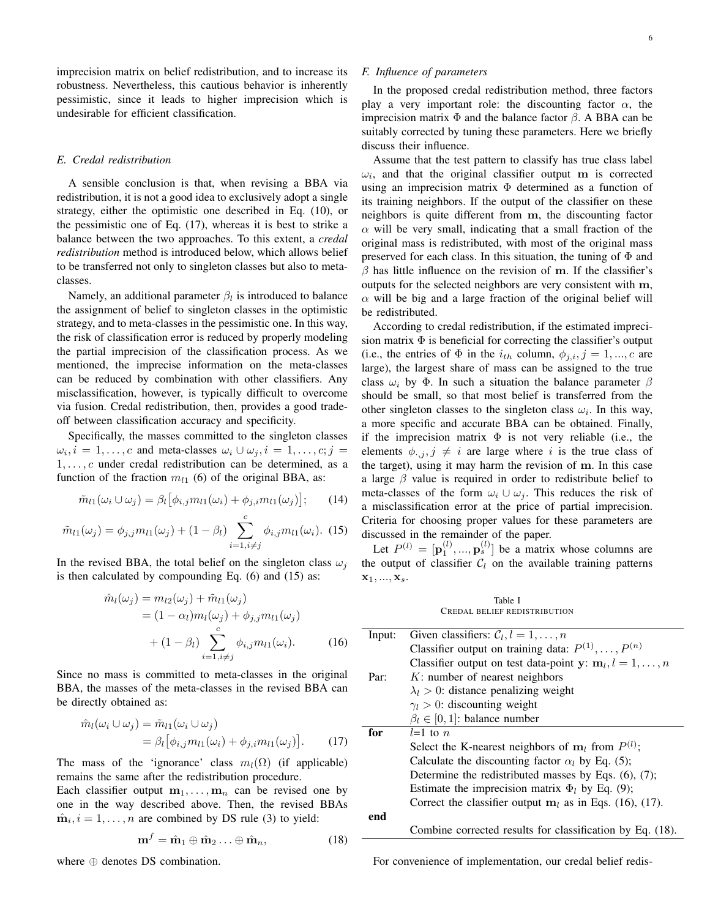imprecision matrix on belief redistribution, and to increase its robustness. Nevertheless, this cautious behavior is inherently pessimistic, since it leads to higher imprecision which is undesirable for efficient classification.

### E. Credal redistribution

A sensible conclusion is that, when revising a BBA via redistribution, it is not a good idea to exclusively adopt a single strategy, either the optimistic one described in Eq. (10), or the pessimistic one of Eq. (17), whereas it is best to strike a balance between the two approaches. To this extent, a *credal redistribution* method is introduced below, which allows belief to be transferred not only to singleton classes but also to meta-classes.

Namely, an additional parameter $\beta_l$ is introduced to balance the assignment of belief to singleton classes in the optimistic strategy, and to meta-classes in the pessimistic one. In this way, the risk of classification error is reduced by properly modeling the partial imprecision of the classification process. As we mentioned, the imprecise information on the meta-classes can be reduced by combination with other classifiers. Any misclassification, however, is typically difficult to overcome via fusion. Credal redistribution, then, provides a good trade-off between classification accuracy and specificity.

Specifically, the masses committed to the singleton classes $\omega_i, i = 1, \ldots, c$ and meta-classes $\omega_i \cup \omega_j, i = 1, \ldots, c; j = 1, \ldots, c$ under credal redistribution can be determined, as a function of the fraction $m_{l1}$ (6) of the original BBA, as:

$$\tilde{m}_{l1}(\omega_i \cup \omega_j) = \beta_l \big[\phi_{i,j} m_{l1}(\omega_i) + \phi_{j,i} m_{l1}(\omega_j)\big]; \qquad (14)$$

$$\tilde{m}_{l1}(\omega_j) = \phi_{j,j} m_{l1}(\omega_j) + (1 - \beta_l) \sum_{i=1, i \neq j}^{c} \phi_{i,j} m_{l1}(\omega_i). \quad (15)$$

In the revised BBA, the total belief on the singleton class $\omega_j$ is then calculated by compounding Eq. (6) and (15) as:

$$\begin{aligned}
\hat{m}_l(\omega_j) &= m_{l2}(\omega_j) + \tilde{m}_{l1}(\omega_j) \\
&= (1 - \alpha_l) m_l(\omega_j) + \phi_{j,j} m_{l1}(\omega_j) \\
&\quad + (1 - \beta_l) \sum_{i=1, i \neq j}^{c} \phi_{i,j} m_{l1}(\omega_i). \qquad (16)
\end{aligned}$$

Since no mass is committed to meta-classes in the original BBA, the masses of the meta-classes in the revised BBA can be directly obtained as:

$$\begin{aligned}
\hat{m}_l(\omega_i \cup \omega_j) &= \tilde{m}_{l1}(\omega_i \cup \omega_j) \\
&= \beta_l \big[\phi_{i,j} m_{l1}(\omega_i) + \phi_{j,i} m_{l1}(\omega_j)\big]. \qquad (17)
\end{aligned}$$

The mass of the 'ignorance' class $m_l(\Omega)$ (if applicable) remains the same after the redistribution procedure.

Each classifier output $\mathbf{m}_1, \ldots, \mathbf{m}_n$ can be revised one by one in the way described above. Then, the revised BBAs $\hat{\mathbf{m}}_i, i = 1, \ldots, n$ are combined by DS rule (3) to yield:

$$\mathbf{m}^f = \hat{\mathbf{m}}_1 \oplus \hat{\mathbf{m}}_2 \ldots \oplus \hat{\mathbf{m}}_n, \qquad (18)$$

where $\oplus$ denotes DS combination.

### F. Influence of parameters

In the proposed credal redistribution method, three factors play a very important role: the discounting factor $\alpha$, the imprecision matrix $\Phi$ and the balance factor $\beta$. A BBA can be suitably corrected by tuning these parameters. Here we briefly discuss their influence.

Assume that the test pattern to classify has true class label $\omega_i$, and that the original classifier output $\mathbf{m}$ is corrected using an imprecision matrix $\Phi$ determined as a function of its training neighbors. If the output of the classifier on these neighbors is quite different from $\mathbf{m}$, the discounting factor $\alpha$ will be very small, indicating that a small fraction of the original mass is redistributed, with most of the original mass preserved for each class. In this situation, the tuning of $\Phi$ and $\beta$ has little influence on the revision of $\mathbf{m}$. If the classifier's outputs for the selected neighbors are very consistent with $\mathbf{m}$, $\alpha$ will be big and a large fraction of the original belief will be redistributed.

According to credal redistribution, if the estimated imprecision matrix $\Phi$ is beneficial for correcting the classifier's output (i.e., the entries of $\Phi$ in the $i_{th}$ column, $\phi_{j,i}, j = 1, ..., c$ are large), the largest share of mass can be assigned to the true class $\omega_i$ by $\Phi$. In such a situation the balance parameter $\beta$ should be small, so that most belief is transferred from the other singleton classes to the singleton class $\omega_i$. In this way, a more specific and accurate BBA can be obtained. Finally, if the imprecision matrix $\Phi$ is not very reliable (i.e., the elements $\phi_{\cdot,j}, j \neq i$ are large where $i$ is the true class of the target), using it may harm the revision of $\mathbf{m}$. In this case a large $\beta$ value is required in order to redistribute belief to meta-classes of the form $\omega_i \cup \omega_j$. This reduces the risk of a misclassification error at the price of partial imprecision. Criteria for choosing proper values for these parameters are discussed in the remainder of the paper.

Let $P^{(l)} = [\mathbf{p}_1^{(l)}, ..., \mathbf{p}_s^{(l)}]$ be a matrix whose columns are the output of classifier $\mathcal{C}_l$ on the available training patterns $\mathbf{x}_1, ..., \mathbf{x}_s$.

Table I
CREDAL BELIEF REDISTRIBUTION

| | |
|---|---|
| Input: | Given classifiers: $\mathcal{C}_l, l = 1, \ldots, n$ |
| | Classifier output on training data: $P^{(1)}, \ldots, P^{(n)}$ |
| | Classifier output on test data-point $\mathbf{y}$: $\mathbf{m}_l, l = 1, \ldots, n$ |
| Par: | $K$: number of nearest neighbors |
| | $\lambda_l > 0$: distance penalizing weight |
| | $\gamma_l > 0$: discounting weight |
| | $\beta_l \in [0, 1]$: balance number |
| **for** | $l$=1 to $n$ |
| | Select the K-nearest neighbors of $\mathbf{m}_l$ from $P^{(l)}$; |
| | Calculate the discounting factor $\alpha_l$ by Eq. (5); |
| | Determine the redistributed masses by Eqs. (6), (7); |
| | Estimate the imprecision matrix $\Phi_l$ by Eq. (9); |
| | Correct the classifier output $\mathbf{m}_l$ as in Eqs. (16), (17). |
| **end** | |
| | Combine corrected results for classification by Eq. (18). |

For convenience of implementation, our credal belief redis-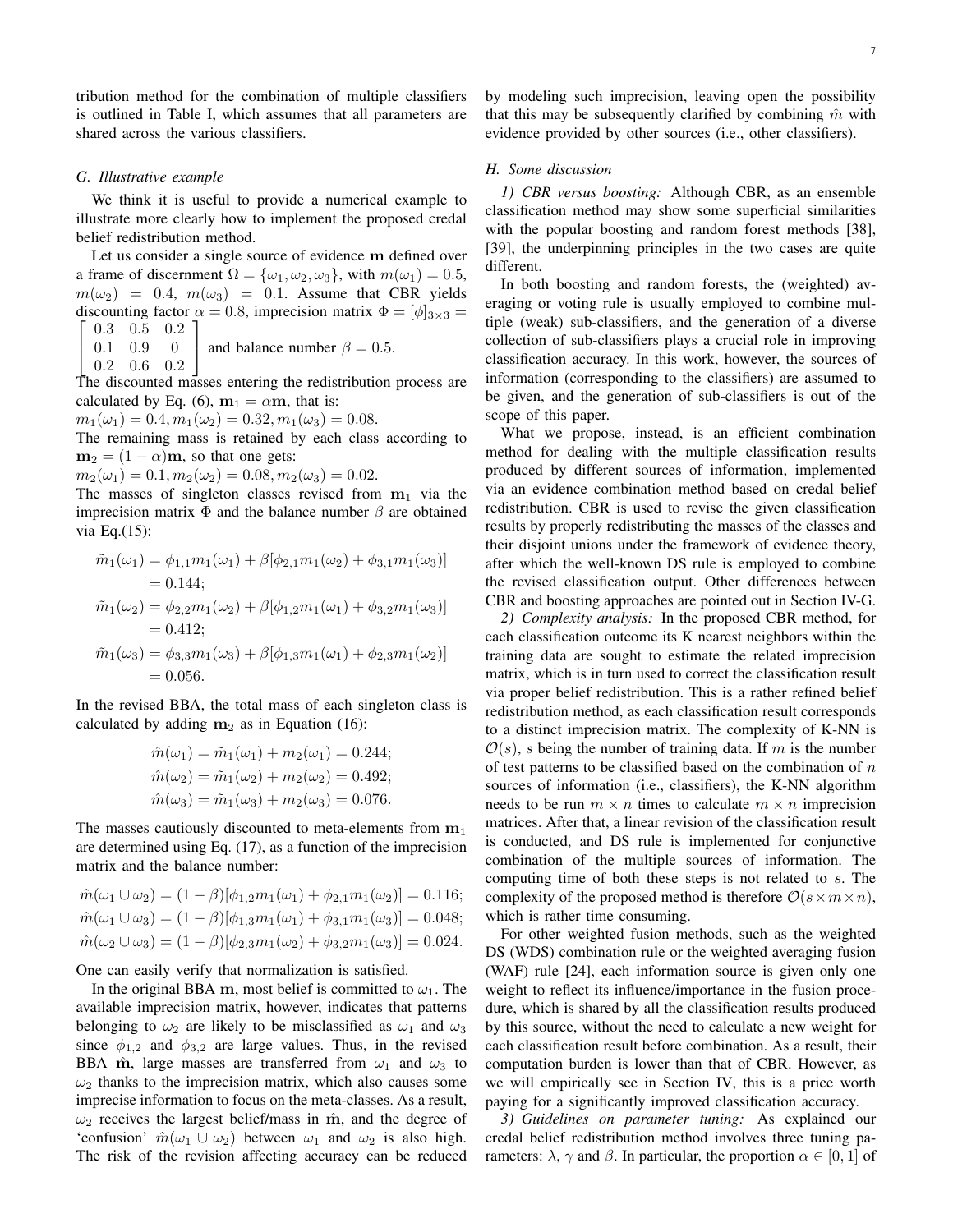tribution method for the combination of multiple classifiers is outlined in Table I, which assumes that all parameters are shared across the various classifiers.

### G. Illustrative example

We think it is useful to provide a numerical example to illustrate more clearly how to implement the proposed credal belief redistribution method.

Let us consider a single source of evidence $\mathbf{m}$ defined over a frame of discernment $\Omega = \{\omega_1, \omega_2, \omega_3\}$, with $m(\omega_1) = 0.5$, $m(\omega_2) = 0.4$, $m(\omega_3) = 0.1$. Assume that CBR yields discounting factor $\alpha = 0.8$, imprecision matrix $\Phi = [\phi]_{3\times 3} = \begin{bmatrix} 0.3 & 0.5 & 0.2 \\ 0.1 & 0.9 & 0 \\ 0.2 & 0.6 & 0.2 \end{bmatrix}$ and balance number $\beta = 0.5$.
The discounted masses entering the redistribution process are calculated by Eq. (6), $\mathbf{m}_1 = \alpha \mathbf{m}$, that is:
$m_1(\omega_1) = 0.4, m_1(\omega_2) = 0.32, m_1(\omega_3) = 0.08.$
The remaining mass is retained by each class according to $\mathbf{m}_2 = (1-\alpha)\mathbf{m}$, so that one gets:
$m_2(\omega_1) = 0.1, m_2(\omega_2) = 0.08, m_2(\omega_3) = 0.02.$
The masses of singleton classes revised from $\mathbf{m}_1$ via the imprecision matrix $\Phi$ and the balance number $\beta$ are obtained via Eq.(15):

$$
\begin{aligned}
\tilde{m}_1(\omega_1) &= \phi_{1,1} m_1(\omega_1) + \beta[\phi_{2,1} m_1(\omega_2) + \phi_{3,1} m_1(\omega_3)] \\
&= 0.144; \\
\tilde{m}_1(\omega_2) &= \phi_{2,2} m_1(\omega_2) + \beta[\phi_{1,2} m_1(\omega_1) + \phi_{3,2} m_1(\omega_3)] \\
&= 0.412; \\
\tilde{m}_1(\omega_3) &= \phi_{3,3} m_1(\omega_3) + \beta[\phi_{1,3} m_1(\omega_1) + \phi_{2,3} m_1(\omega_2)] \\
&= 0.056.
\end{aligned}
$$

In the revised BBA, the total mass of each singleton class is calculated by adding $\mathbf{m}_2$ as in Equation (16):

$$
\begin{aligned}
\hat{m}(\omega_1) &= \tilde{m}_1(\omega_1) + m_2(\omega_1) = 0.244; \\
\hat{m}(\omega_2) &= \tilde{m}_1(\omega_2) + m_2(\omega_2) = 0.492; \\
\hat{m}(\omega_3) &= \tilde{m}_1(\omega_3) + m_2(\omega_3) = 0.076.
\end{aligned}
$$

The masses cautiously discounted to meta-elements from $\mathbf{m}_1$ are determined using Eq. (17), as a function of the imprecision matrix and the balance number:

$$
\begin{aligned}
\hat{m}(\omega_1 \cup \omega_2) &= (1-\beta)[\phi_{1,2} m_1(\omega_1) + \phi_{2,1} m_1(\omega_2)] = 0.116; \\
\hat{m}(\omega_1 \cup \omega_3) &= (1-\beta)[\phi_{1,3} m_1(\omega_1) + \phi_{3,1} m_1(\omega_3)] = 0.048; \\
\hat{m}(\omega_2 \cup \omega_3) &= (1-\beta)[\phi_{2,3} m_1(\omega_2) + \phi_{3,2} m_1(\omega_3)] = 0.024.
\end{aligned}
$$

One can easily verify that normalization is satisfied.

In the original BBA $\mathbf{m}$, most belief is committed to $\omega_1$. The available imprecision matrix, however, indicates that patterns belonging to $\omega_2$ are likely to be misclassified as $\omega_1$ and $\omega_3$ since $\phi_{1,2}$ and $\phi_{3,2}$ are large values. Thus, in the revised BBA $\hat{\mathbf{m}}$, large masses are transferred from $\omega_1$ and $\omega_3$ to $\omega_2$ thanks to the imprecision matrix, which also causes some imprecise information to focus on the meta-classes. As a result, $\omega_2$ receives the largest belief/mass in $\hat{\mathbf{m}}$, and the degree of 'confusion' $\hat{m}(\omega_1 \cup \omega_2)$ between $\omega_1$ and $\omega_2$ is also high. The risk of the revision affecting accuracy can be reduced by modeling such imprecision, leaving open the possibility that this may be subsequently clarified by combining $\hat{m}$ with evidence provided by other sources (i.e., other classifiers).

### H. Some discussion

*1) CBR versus boosting:* Although CBR, as an ensemble classification method may show some superficial similarities with the popular boosting and random forest methods [38], [39], the underpinning principles in the two cases are quite different.

In both boosting and random forests, the (weighted) averaging or voting rule is usually employed to combine multiple (weak) sub-classifiers, and the generation of a diverse collection of sub-classifiers plays a crucial role in improving classification accuracy. In this work, however, the sources of information (corresponding to the classifiers) are assumed to be given, and the generation of sub-classifiers is out of the scope of this paper.

What we propose, instead, is an efficient combination method for dealing with the multiple classification results produced by different sources of information, implemented via an evidence combination method based on credal belief redistribution. CBR is used to revise the given classification results by properly redistributing the masses of the classes and their disjoint unions under the framework of evidence theory, after which the well-known DS rule is employed to combine the revised classification output. Other differences between CBR and boosting approaches are pointed out in Section IV-G.

*2) Complexity analysis:* In the proposed CBR method, for each classification outcome its K nearest neighbors within the training data are sought to estimate the related imprecision matrix, which is in turn used to correct the classification result via proper belief redistribution. This is a rather refined belief redistribution method, as each classification result corresponds to a distinct imprecision matrix. The complexity of K-NN is $\mathcal{O}(s)$, $s$ being the number of training data. If $m$ is the number of test patterns to be classified based on the combination of $n$ sources of information (i.e., classifiers), the K-NN algorithm needs to be run $m \times n$ times to calculate $m \times n$ imprecision matrices. After that, a linear revision of the classification result is conducted, and DS rule is implemented for conjunctive combination of the multiple sources of information. The computing time of both these steps is not related to $s$. The complexity of the proposed method is therefore $\mathcal{O}(s \times m \times n)$, which is rather time consuming.

For other weighted fusion methods, such as the weighted DS (WDS) combination rule or the weighted averaging fusion (WAF) rule [24], each information source is given only one weight to reflect its influence/importance in the fusion procedure, which is shared by all the classification results produced by this source, without the need to calculate a new weight for each classification result before combination. As a result, their computation burden is lower than that of CBR. However, as we will empirically see in Section IV, this is a price worth paying for a significantly improved classification accuracy.

*3) Guidelines on parameter tuning:* As explained our credal belief redistribution method involves three tuning parameters: $\lambda$, $\gamma$ and $\beta$. In particular, the proportion $\alpha \in [0, 1]$ of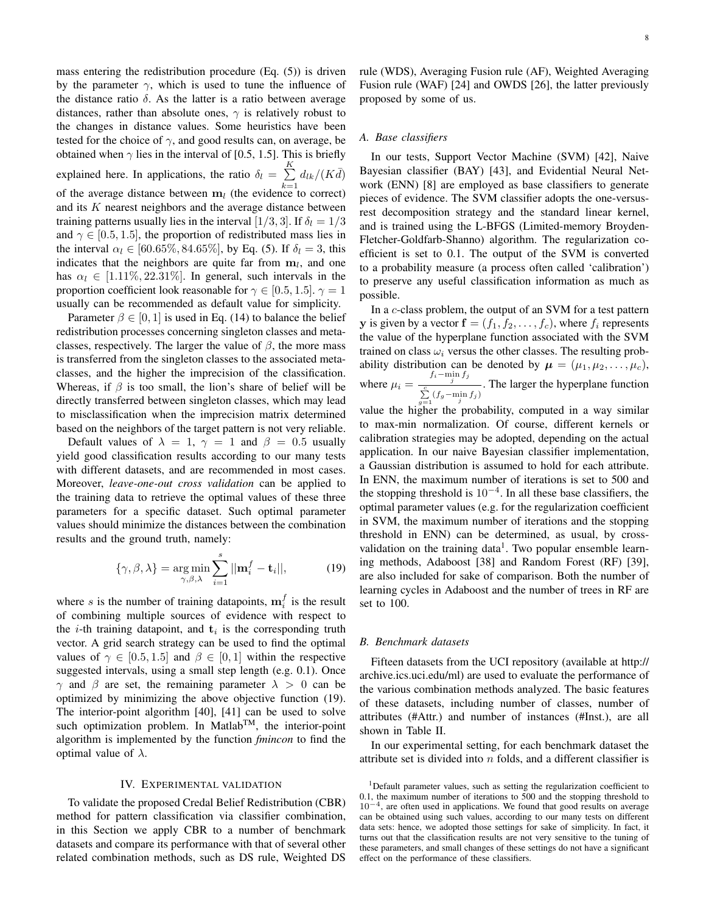mass entering the redistribution procedure (Eq. (5)) is driven by the parameter $\gamma$, which is used to tune the influence of the distance ratio $\delta$. As the latter is a ratio between average distances, rather than absolute ones, $\gamma$ is relatively robust to the changes in distance values. Some heuristics have been tested for the choice of $\gamma$, and good results can, on average, be obtained when $\gamma$ lies in the interval of [0.5, 1.5]. This is briefly explained here. In applications, the ratio $\delta_l = \sum_{k=1}^{K} d_{lk}/(K\bar{d})$ of the average distance between $\mathbf{m}_l$ (the evidence to correct) and its $K$ nearest neighbors and the average distance between training patterns usually lies in the interval $[1/3, 3]$. If $\delta_l = 1/3$ and $\gamma \in [0.5, 1.5]$, the proportion of redistributed mass lies in the interval $\alpha_l \in [60.65\%, 84.65\%]$, by Eq. (5). If $\delta_l = 3$, this indicates that the neighbors are quite far from $\mathbf{m}_l$, and one has $\alpha_l \in [1.11\%, 22.31\%]$. In general, such intervals in the proportion coefficient look reasonable for $\gamma \in [0.5, 1.5]$. $\gamma = 1$ usually can be recommended as default value for simplicity.

Parameter $\beta \in [0, 1]$ is used in Eq. (14) to balance the belief redistribution processes concerning singleton classes and meta-classes, respectively. The larger the value of $\beta$, the more mass is transferred from the singleton classes to the associated meta-classes, and the higher the imprecision of the classification. Whereas, if $\beta$ is too small, the lion's share of belief will be directly transferred between singleton classes, which may lead to misclassification when the imprecision matrix determined based on the neighbors of the target pattern is not very reliable.

Default values of $\lambda = 1$, $\gamma = 1$ and $\beta = 0.5$ usually yield good classification results according to our many tests with different datasets, and are recommended in most cases. Moreover, *leave-one-out cross validation* can be applied to the training data to retrieve the optimal values of these three parameters for a specific dataset. Such optimal parameter values should minimize the distances between the combination results and the ground truth, namely:

$$\{\gamma, \beta, \lambda\} = \underset{\gamma,\beta,\lambda}{\arg\min} \sum_{i=1}^{s} ||\mathbf{m}_i^f - \mathbf{t}_i||, \tag{19}$$

where $s$ is the number of training datapoints, $\mathbf{m}_i^f$ is the result of combining multiple sources of evidence with respect to the $i$-th training datapoint, and $\mathbf{t}_i$ is the corresponding truth vector. A grid search strategy can be used to find the optimal values of $\gamma \in [0.5, 1.5]$ and $\beta \in [0, 1]$ within the respective suggested intervals, using a small step length (e.g. 0.1). Once $\gamma$ and $\beta$ are set, the remaining parameter $\lambda > 0$ can be optimized by minimizing the above objective function (19). The interior-point algorithm [40], [41] can be used to solve such optimization problem. In Matlab™, the interior-point algorithm is implemented by the function *fmincon* to find the optimal value of $\lambda$.

## IV. Experimental validation

To validate the proposed Credal Belief Redistribution (CBR) method for pattern classification via classifier combination, in this Section we apply CBR to a number of benchmark datasets and compare its performance with that of several other related combination methods, such as DS rule, Weighted DS rule (WDS), Averaging Fusion rule (AF), Weighted Averaging Fusion rule (WAF) [24] and OWDS [26], the latter previously proposed by some of us.

### A. Base classifiers

In our tests, Support Vector Machine (SVM) [42], Naive Bayesian classifier (BAY) [43], and Evidential Neural Network (ENN) [8] are employed as base classifiers to generate pieces of evidence. The SVM classifier adopts the one-versus-rest decomposition strategy and the standard linear kernel, and is trained using the L-BFGS (Limited-memory Broyden-Fletcher-Goldfarb-Shanno) algorithm. The regularization coefficient is set to 0.1. The output of the SVM is converted to a probability measure (a process often called 'calibration') to preserve any useful classification information as much as possible.

In a $c$-class problem, the output of an SVM for a test pattern $\mathbf{y}$ is given by a vector $\mathbf{f} = (f_1, f_2, \ldots, f_c)$, where $f_i$ represents the value of the hyperplane function associated with the SVM trained on class $\omega_i$ versus the other classes. The resulting probability distribution can be denoted by $\boldsymbol{\mu} = (\mu_1, \mu_2, \ldots, \mu_c)$, where $\mu_i = \frac{f_i - \min_j f_j}{\sum_{g=1}^{c}(f_g - \min_j f_j)}$. The larger the hyperplane function value the higher the probability, computed in a way similar to max-min normalization. Of course, different kernels or calibration strategies may be adopted, depending on the actual application. In our naive Bayesian classifier implementation, a Gaussian distribution is assumed to hold for each attribute. In ENN, the maximum number of iterations is set to 500 and the stopping threshold is $10^{-4}$. In all these base classifiers, the optimal parameter values (e.g. for the regularization coefficient in SVM, the maximum number of iterations and the stopping threshold in ENN) can be determined, as usual, by cross-validation on the training data[1]. Two popular ensemble learning methods, Adaboost [38] and Random Forest (RF) [39], are also included for sake of comparison. Both the number of learning cycles in Adaboost and the number of trees in RF are set to 100.

### B. Benchmark datasets

Fifteen datasets from the UCI repository (available at http://archive.ics.uci.edu/ml) are used to evaluate the performance of the various combination methods analyzed. The basic features of these datasets, including number of classes, number of attributes (#Attr.) and number of instances (#Inst.), are all shown in Table II.

In our experimental setting, for each benchmark dataset the attribute set is divided into $n$ folds, and a different classifier is

[1]Default parameter values, such as setting the regularization coefficient to 0.1, the maximum number of iterations to 500 and the stopping threshold to $10^{-4}$, are often used in applications. We found that good results on average can be obtained using such values, according to our many tests on different data sets: hence, we adopted those settings for sake of simplicity. In fact, it turns out that the classification results are not very sensitive to the tuning of these parameters, and small changes of these settings do not have a significant effect on the performance of these classifiers.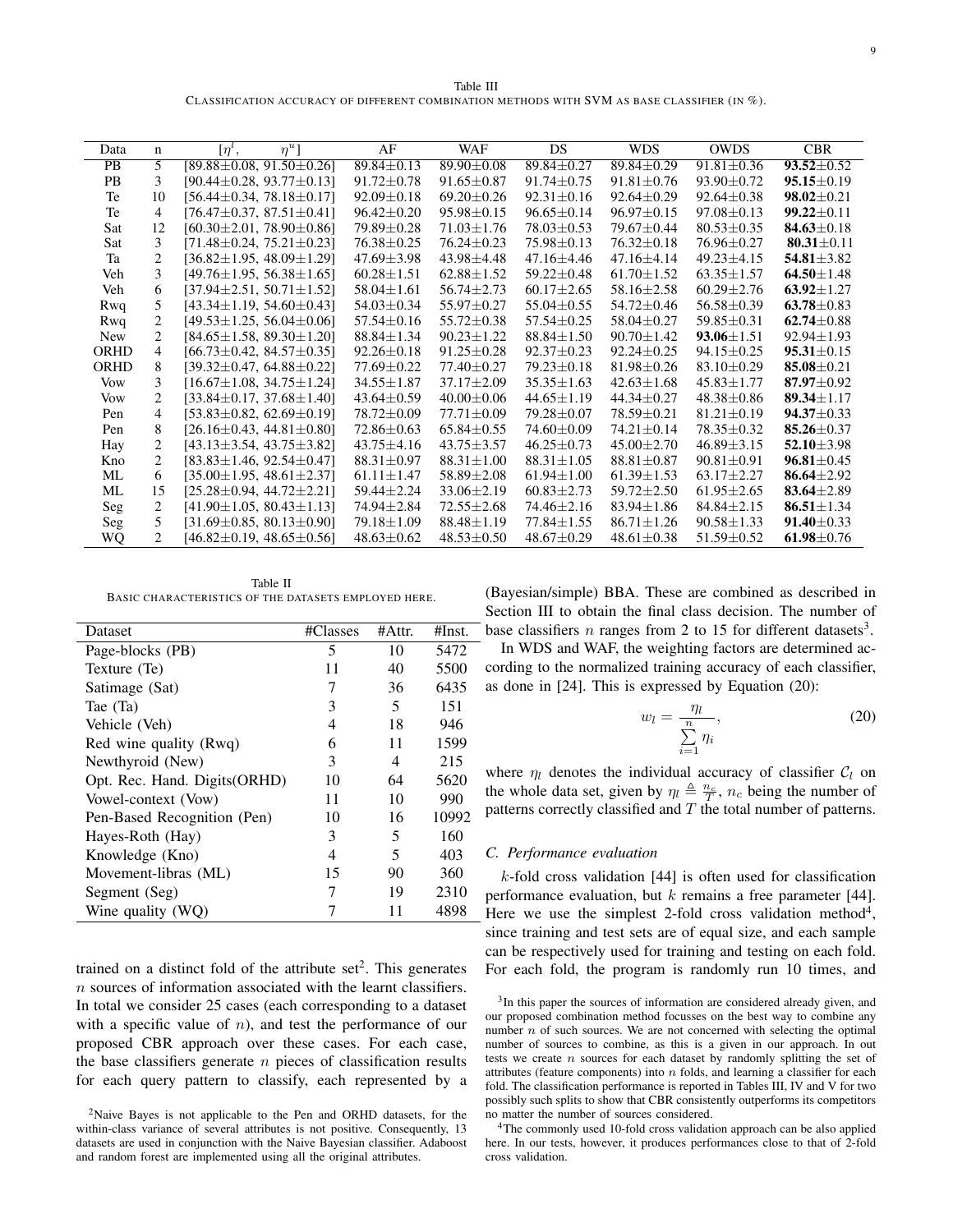Table III
CLASSIFICATION ACCURACY OF DIFFERENT COMBINATION METHODS WITH SVM AS BASE CLASSIFIER (IN %).

| Data | n | $[\eta^l, \quad \eta^u]$ | AF | WAF | DS | WDS | OWDS | CBR |
|---|---|---|---|---|---|---|---|---|
| PB | 5 | [89.88±0.08, 91.50±0.26] | 89.84±0.13 | 89.90±0.08 | 89.84±0.27 | 89.84±0.29 | 91.81±0.36 | **93.52**±0.52 |
| PB | 3 | [90.44±0.28, 93.77±0.13] | 91.72±0.78 | 91.65±0.87 | 91.74±0.75 | 91.81±0.76 | 93.90±0.72 | **95.15**±0.19 |
| Te | 10 | [56.44±0.34, 78.18±0.17] | 92.09±0.18 | 69.20±0.26 | 92.31±0.16 | 92.64±0.29 | 92.64±0.38 | **98.02**±0.21 |
| Te | 4 | [76.47±0.37, 87.51±0.41] | 96.42±0.20 | 95.98±0.15 | 96.65±0.14 | 96.97±0.15 | 97.08±0.13 | **99.22**±0.11 |
| Sat | 12 | [60.30±2.01, 78.90±0.86] | 79.89±0.28 | 71.03±1.76 | 78.03±0.53 | 79.67±0.44 | 80.53±0.35 | **84.63**±0.18 |
| Sat | 3 | [71.48±0.24, 75.21±0.23] | 76.38±0.25 | 76.24±0.23 | 75.98±0.13 | 76.32±0.18 | 76.96±0.27 | **80.31**±0.11 |
| Ta | 2 | [36.82±1.95, 48.09±1.29] | 47.69±3.98 | 43.98±4.48 | 47.16±4.46 | 47.16±4.14 | 49.23±4.15 | **54.81**±3.82 |
| Veh | 3 | [49.76±1.95, 56.38±1.65] | 60.28±1.51 | 62.88±1.52 | 59.22±0.48 | 61.70±1.52 | 63.35±1.57 | **64.50**±1.48 |
| Veh | 6 | [37.94±2.51, 50.71±1.52] | 58.04±1.61 | 56.74±2.73 | 60.17±2.65 | 58.16±2.58 | 60.29±2.76 | **63.92**±1.27 |
| Rwq | 5 | [43.34±1.19, 54.60±0.43] | 54.03±0.34 | 55.97±0.27 | 55.04±0.55 | 54.72±0.46 | 56.58±0.39 | **63.78**±0.83 |
| Rwq | 2 | [49.53±1.25, 56.04±0.06] | 57.54±0.16 | 55.72±0.38 | 57.54±0.25 | 58.04±0.27 | 59.85±0.31 | **62.74**±0.88 |
| New | 2 | [84.65±1.58, 89.30±1.20] | 88.84±1.34 | 90.23±1.22 | 88.84±1.50 | 90.70±1.42 | **93.06**±1.51 | 92.94±1.93 |
| ORHD | 4 | [66.73±0.42, 84.57±0.35] | 92.26±0.18 | 91.25±0.28 | 92.37±0.23 | 92.24±0.25 | 94.15±0.25 | **95.31**±0.15 |
| ORHD | 8 | [39.32±0.47, 64.88±0.22] | 77.69±0.22 | 77.40±0.27 | 79.23±0.18 | 81.98±0.26 | 83.10±0.29 | **85.08**±0.21 |
| Vow | 3 | [16.67±1.08, 34.75±1.24] | 34.55±1.87 | 37.17±2.09 | 35.35±1.63 | 42.63±1.68 | 45.83±1.77 | **87.97**±0.92 |
| Vow | 2 | [33.84±0.17, 37.68±1.40] | 43.64±0.59 | 40.00±0.06 | 44.65±1.19 | 44.34±0.27 | 48.38±0.86 | **89.34**±1.17 |
| Pen | 4 | [53.83±0.82, 62.69±0.19] | 78.72±0.09 | 77.71±0.09 | 79.28±0.07 | 78.59±0.21 | 81.21±0.19 | **94.37**±0.33 |
| Pen | 8 | [26.16±0.43, 44.81±0.80] | 72.86±0.63 | 65.84±0.55 | 74.60±0.09 | 74.21±0.14 | 78.35±0.32 | **85.26**±0.37 |
| Hay | 2 | [43.13±3.54, 43.75±3.82] | 43.75±4.16 | 43.75±3.57 | 46.25±0.73 | 45.00±2.70 | 46.89±3.15 | **52.10**±3.98 |
| Kno | 2 | [83.83±1.46, 92.54±0.47] | 88.31±0.97 | 88.31±1.00 | 88.31±1.05 | 88.81±0.87 | 90.81±0.91 | **96.81**±0.45 |
| ML | 6 | [35.00±1.95, 48.61±2.37] | 61.11±1.47 | 58.89±2.08 | 61.94±1.00 | 61.39±1.53 | 63.17±2.27 | **86.64**±2.92 |
| ML | 15 | [25.28±0.94, 44.72±2.21] | 59.44±2.24 | 33.06±2.19 | 60.83±2.73 | 59.72±2.50 | 61.95±2.65 | **83.64**±2.89 |
| Seg | 2 | [41.90±1.05, 80.43±1.13] | 74.94±2.84 | 72.55±2.68 | 74.46±2.16 | 83.94±1.86 | 84.84±2.15 | **86.51**±1.34 |
| Seg | 5 | [31.69±0.85, 80.13±0.90] | 79.18±1.09 | 88.48±1.19 | 77.84±1.55 | 86.71±1.26 | 90.58±1.33 | **91.40**±0.33 |
| WQ | 2 | [46.82±0.19, 48.65±0.56] | 48.63±0.62 | 48.53±0.50 | 48.67±0.29 | 48.61±0.38 | 51.59±0.52 | **61.98**±0.76 |

Table II
BASIC CHARACTERISTICS OF THE DATASETS EMPLOYED HERE.

| Dataset | #Classes | #Attr. | #Inst. |
|---|---|---|---|
| Page-blocks (PB) | 5 | 10 | 5472 |
| Texture (Te) | 11 | 40 | 5500 |
| Satimage (Sat) | 7 | 36 | 6435 |
| Tae (Ta) | 3 | 5 | 151 |
| Vehicle (Veh) | 4 | 18 | 946 |
| Red wine quality (Rwq) | 6 | 11 | 1599 |
| Newthyroid (New) | 3 | 4 | 215 |
| Opt. Rec. Hand. Digits(ORHD) | 10 | 64 | 5620 |
| Vowel-context (Vow) | 11 | 10 | 990 |
| Pen-Based Recognition (Pen) | 10 | 16 | 10992 |
| Hayes-Roth (Hay) | 3 | 5 | 160 |
| Knowledge (Kno) | 4 | 5 | 403 |
| Movement-libras (ML) | 15 | 90 | 360 |
| Segment (Seg) | 7 | 19 | 2310 |
| Wine quality (WQ) | 7 | 11 | 4898 |

trained on a distinct fold of the attribute set[2]. This generates $n$ sources of information associated with the learnt classifiers. In total we consider 25 cases (each corresponding to a dataset with a specific value of $n$), and test the performance of our proposed CBR approach over these cases. For each case, the base classifiers generate $n$ pieces of classification results for each query pattern to classify, each represented by a (Bayesian/simple) BBA. These are combined as described in Section III to obtain the final class decision. The number of base classifiers $n$ ranges from 2 to 15 for different datasets[3].

In WDS and WAF, the weighting factors are determined according to the normalized training accuracy of each classifier, as done in [24]. This is expressed by Equation (20):

$$w_l = \frac{\eta_l}{\sum_{i=1}^{n} \eta_i}, \tag{20}$$

where $\eta_l$ denotes the individual accuracy of classifier $\mathcal{C}_l$ on the whole data set, given by $\eta_l \triangleq \frac{n_c}{T}$, $n_c$ being the number of patterns correctly classified and $T$ the total number of patterns.

### C. Performance evaluation

$k$-fold cross validation [44] is often used for classification performance evaluation, but $k$ remains a free parameter [44]. Here we use the simplest 2-fold cross validation method[4], since training and test sets are of equal size, and each sample can be respectively used for training and testing on each fold. For each fold, the program is randomly run 10 times, and

[2]Naive Bayes is not applicable to the Pen and ORHD datasets, for the within-class variance of several attributes is not positive. Consequently, 13 datasets are used in conjunction with the Naive Bayesian classifier. Adaboost and random forest are implemented using all the original attributes.

[3]In this paper the sources of information are considered already given, and our proposed combination method focusses on the best way to combine any number $n$ of such sources. We are not concerned with selecting the optimal number of sources to combine, as this is a given in our approach. In out tests we create $n$ sources for each dataset by randomly splitting the set of attributes (feature components) into $n$ folds, and learning a classifier for each fold. The classification performance is reported in Tables III, IV and V for two possibly such splits to show that CBR consistently outperforms its competitors no matter the number of sources considered.

[4]The commonly used 10-fold cross validation approach can be also applied here. In our tests, however, it produces performances close to that of 2-fold cross validation.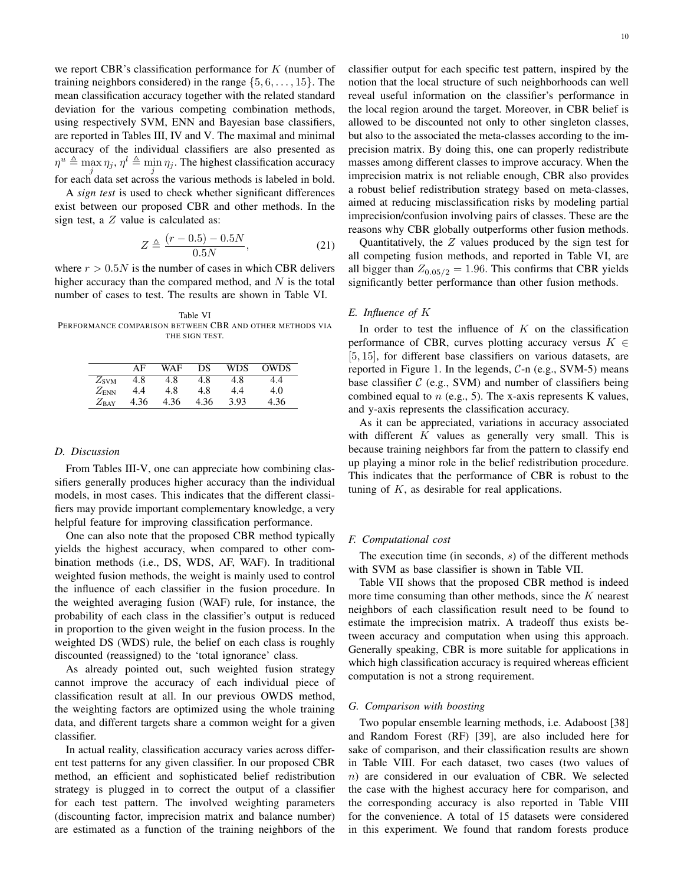we report CBR's classification performance for $K$ (number of training neighbors considered) in the range $\{5, 6, \ldots, 15\}$. The mean classification accuracy together with the related standard deviation for the various competing combination methods, using respectively SVM, ENN and Bayesian base classifiers, are reported in Tables III, IV and V. The maximal and minimal accuracy of the individual classifiers are also presented as $\eta^u \triangleq \max_j \eta_j$, $\eta^l \triangleq \min_j \eta_j$. The highest classification accuracy for each data set across the various methods is labeled in bold.

A *sign test* is used to check whether significant differences exist between our proposed CBR and other methods. In the sign test, a $Z$ value is calculated as:

$$Z \triangleq \frac{(r - 0.5) - 0.5N}{0.5N}, \tag{21}$$

where $r > 0.5N$ is the number of cases in which CBR delivers higher accuracy than the compared method, and $N$ is the total number of cases to test. The results are shown in Table VI.

Table VI
PERFORMANCE COMPARISON BETWEEN CBR AND OTHER METHODS VIA THE SIGN TEST.

| | AF | WAF | DS | WDS | OWDS |
|---|---|---|---|---|---|
| $Z_{\text{SVM}}$ | 4.8 | 4.8 | 4.8 | 4.8 | 4.4 |
| $Z_{\text{ENN}}$ | 4.4 | 4.8 | 4.8 | 4.4 | 4.0 |
| $Z_{\text{BAY}}$ | 4.36 | 4.36 | 4.36 | 3.93 | 4.36 |

### D. Discussion

From Tables III-V, one can appreciate how combining classifiers generally produces higher accuracy than the individual models, in most cases. This indicates that the different classifiers may provide important complementary knowledge, a very helpful feature for improving classification performance.

One can also note that the proposed CBR method typically yields the highest accuracy, when compared to other combination methods (i.e., DS, WDS, AF, WAF). In traditional weighted fusion methods, the weight is mainly used to control the influence of each classifier in the fusion procedure. In the weighted averaging fusion (WAF) rule, for instance, the probability of each class in the classifier's output is reduced in proportion to the given weight in the fusion process. In the weighted DS (WDS) rule, the belief on each class is roughly discounted (reassigned) to the 'total ignorance' class.

As already pointed out, such weighted fusion strategy cannot improve the accuracy of each individual piece of classification result at all. In our previous OWDS method, the weighting factors are optimized using the whole training data, and different targets share a common weight for a given classifier.

In actual reality, classification accuracy varies across different test patterns for any given classifier. In our proposed CBR method, an efficient and sophisticated belief redistribution strategy is plugged in to correct the output of a classifier for each test pattern. The involved weighting parameters (discounting factor, imprecision matrix and balance number) are estimated as a function of the training neighbors of the classifier output for each specific test pattern, inspired by the notion that the local structure of such neighborhoods can well reveal useful information on the classifier's performance in the local region around the target. Moreover, in CBR belief is allowed to be discounted not only to other singleton classes, but also to the associated the meta-classes according to the imprecision matrix. By doing this, one can properly redistribute masses among different classes to improve accuracy. When the imprecision matrix is not reliable enough, CBR also provides a robust belief redistribution strategy based on meta-classes, aimed at reducing misclassification risks by modeling partial imprecision/confusion involving pairs of classes. These are the reasons why CBR globally outperforms other fusion methods.

Quantitatively, the $Z$ values produced by the sign test for all competing fusion methods, and reported in Table VI, are all bigger than $Z_{0.05/2} = 1.96$. This confirms that CBR yields significantly better performance than other fusion methods.

### E. Influence of $K$

In order to test the influence of $K$ on the classification performance of CBR, curves plotting accuracy versus $K \in [5, 15]$, for different base classifiers on various datasets, are reported in Figure 1. In the legends, $\mathcal{C}$-n (e.g., SVM-5) means base classifier $\mathcal{C}$ (e.g., SVM) and number of classifiers being combined equal to $n$ (e.g., 5). The x-axis represents K values, and y-axis represents the classification accuracy.

As it can be appreciated, variations in accuracy associated with different $K$ values as generally very small. This is because training neighbors far from the pattern to classify end up playing a minor role in the belief redistribution procedure. This indicates that the performance of CBR is robust to the tuning of $K$, as desirable for real applications.

### F. Computational cost

The execution time (in seconds, $s$) of the different methods with SVM as base classifier is shown in Table VII.

Table VII shows that the proposed CBR method is indeed more time consuming than other methods, since the $K$ nearest neighbors of each classification result need to be found to estimate the imprecision matrix. A tradeoff thus exists between accuracy and computation when using this approach. Generally speaking, CBR is more suitable for applications in which high classification accuracy is required whereas efficient computation is not a strong requirement.

### G. Comparison with boosting

Two popular ensemble learning methods, i.e. Adaboost [38] and Random Forest (RF) [39], are also included here for sake of comparison, and their classification results are shown in Table VIII. For each dataset, two cases (two values of $n$) are considered in our evaluation of CBR. We selected the case with the highest accuracy here for comparison, and the corresponding accuracy is also reported in Table VIII for the convenience. A total of 15 datasets were considered in this experiment. We found that random forests produce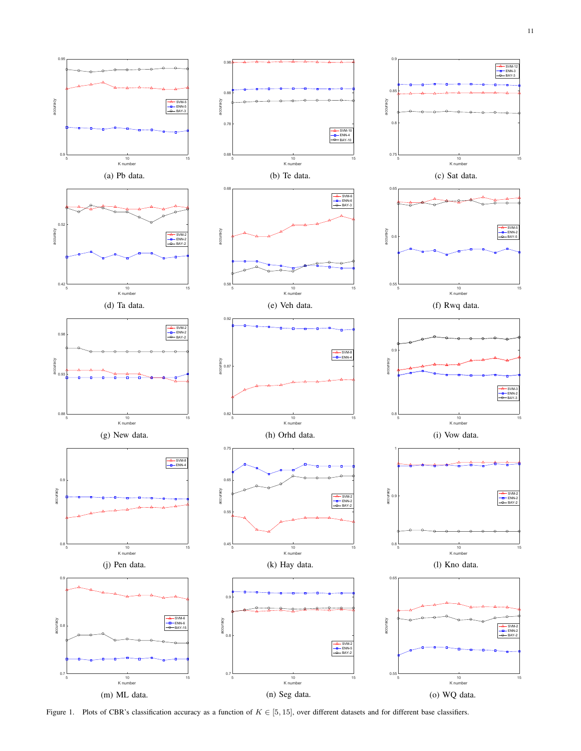(a) Pb data.

(b) Te data.

(c) Sat data.

(d) Ta data.

(e) Veh data.

(f) Rwq data.

(g) New data.

(h) Orhd data.

(i) Vow data.

(j) Pen data.

(k) Hay data.

(l) Kno data.

(m) ML data.

(n) Seg data.

(o) WQ data.

Figure 1. Plots of CBR's classification accuracy as a function of $K \in [5, 15]$, over different datasets and for different base classifiers.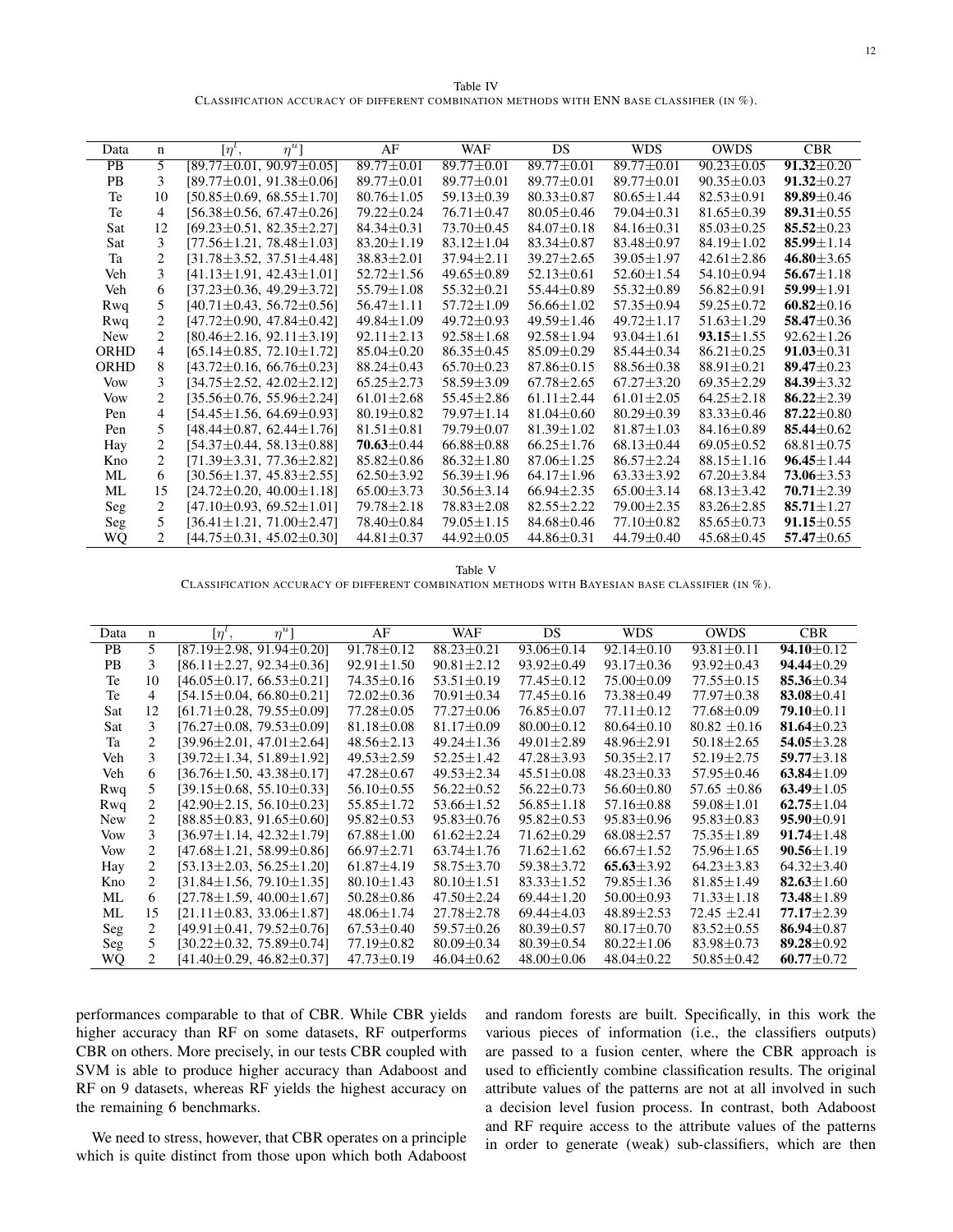Table IV
CLASSIFICATION ACCURACY OF DIFFERENT COMBINATION METHODS WITH ENN BASE CLASSIFIER (IN %).

| Data | n | $[\eta^l, \quad \eta^u]$ | AF | WAF | DS | WDS | OWDS | CBR |
|---|---|---|---|---|---|---|---|---|
| PB | 5 | [89.77±0.01, 90.97±0.05] | 89.77±0.01 | 89.77±0.01 | 89.77±0.01 | 89.77±0.01 | 90.23±0.05 | **91.32**±0.20 |
| PB | 3 | [89.77±0.01, 91.38±0.06] | 89.77±0.01 | 89.77±0.01 | 89.77±0.01 | 89.77±0.01 | 90.35±0.03 | **91.32**±0.27 |
| Te | 10 | [50.85±0.69, 68.55±1.70] | 80.76±1.05 | 59.13±0.39 | 80.33±0.87 | 80.65±1.44 | 82.53±0.91 | **89.89**±0.46 |
| Te | 4 | [56.38±0.56, 67.47±0.26] | 79.22±0.24 | 76.71±0.47 | 80.05±0.46 | 79.04±0.31 | 81.65±0.39 | **89.31**±0.55 |
| Sat | 12 | [69.23±0.51, 82.35±2.27] | 84.34±0.31 | 73.70±0.45 | 84.07±0.18 | 84.16±0.31 | 85.03±0.25 | **85.52**±0.23 |
| Sat | 3 | [77.56±1.21, 78.48±1.03] | 83.20±1.19 | 83.12±1.04 | 83.34±0.87 | 83.48±0.97 | 84.19±1.02 | **85.99**±1.14 |
| Ta | 2 | [31.78±3.52, 37.51±4.48] | 38.83±2.01 | 37.94±2.11 | 39.27±2.65 | 39.05±1.97 | 42.61±2.86 | **46.80**±3.65 |
| Veh | 3 | [41.13±1.91, 42.43±1.01] | 52.72±1.56 | 49.65±0.89 | 52.13±0.61 | 52.60±1.54 | 54.10±0.94 | **56.67**±1.18 |
| Veh | 6 | [37.23±0.36, 49.29±3.72] | 55.79±1.08 | 55.32±0.21 | 55.44±0.89 | 55.32±0.89 | 56.82±0.91 | **59.99**±1.91 |
| Rwq | 5 | [40.71±0.43, 56.72±0.56] | 56.47±1.11 | 57.72±1.09 | 56.66±1.02 | 57.35±0.94 | 59.25±0.72 | **60.82**±0.16 |
| Rwq | 2 | [47.72±0.90, 47.84±0.42] | 49.84±1.09 | 49.72±0.93 | 49.59±1.46 | 49.72±1.17 | 51.63±1.29 | **58.47**±0.36 |
| New | 2 | [80.46±2.16, 92.11±3.19] | 92.11±2.13 | 92.58±1.68 | 92.58±1.94 | 93.04±1.61 | **93.15**±1.55 | 92.62±1.26 |
| ORHD | 4 | [65.14±0.85, 72.10±1.72] | 85.04±0.20 | 86.35±0.45 | 85.09±0.29 | 85.44±0.34 | 86.21±0.25 | **91.03**±0.31 |
| ORHD | 8 | [43.72±0.16, 66.76±0.23] | 88.24±0.43 | 65.70±0.23 | 87.86±0.15 | 88.56±0.38 | 88.91±0.21 | **89.47**±0.23 |
| Vow | 3 | [34.75±2.52, 42.02±2.12] | 65.25±2.73 | 58.59±3.09 | 67.78±2.65 | 67.27±3.20 | 69.35±2.29 | **84.39**±3.32 |
| Vow | 2 | [35.56±0.76, 55.96±2.24] | 61.01±2.68 | 55.45±2.86 | 61.11±2.44 | 61.01±2.05 | 64.25±2.18 | **86.22**±2.39 |
| Pen | 4 | [54.45±1.56, 64.69±0.93] | 80.19±0.82 | 79.97±1.14 | 81.04±0.60 | 80.29±0.39 | 83.33±0.46 | **87.22**±0.80 |
| Pen | 5 | [48.44±0.87, 62.44±1.76] | 81.51±0.81 | 79.79±0.07 | 81.39±1.02 | 81.87±1.03 | 84.16±0.89 | **85.44**±0.62 |
| Hay | 2 | [54.37±0.44, 58.13±0.88] | **70.63**±0.44 | 66.88±0.88 | 66.25±1.76 | 68.13±0.44 | 69.05±0.52 | 68.81±0.75 |
| Kno | 2 | [71.39±3.31, 77.36±2.82] | 85.82±0.86 | 86.32±1.80 | 87.06±1.25 | 86.57±2.24 | 88.15±1.16 | **96.45**±1.44 |
| ML | 6 | [30.56±1.37, 45.83±2.55] | 62.50±3.92 | 56.39±1.96 | 64.17±1.96 | 63.33±3.92 | 67.20±3.84 | **73.06**±3.53 |
| ML | 15 | [24.72±0.20, 40.00±1.18] | 65.00±3.73 | 30.56±3.14 | 66.94±2.35 | 65.00±3.14 | 68.13±3.42 | **70.71**±2.39 |
| Seg | 2 | [47.10±0.93, 69.52±1.01] | 79.78±2.18 | 78.83±2.08 | 82.55±2.22 | 79.00±2.35 | 83.26±2.85 | **85.71**±1.27 |
| Seg | 5 | [36.41±1.21, 71.00±2.47] | 78.40±0.84 | 79.05±1.15 | 84.68±0.46 | 77.10±0.82 | 85.65±0.73 | **91.15**±0.55 |
| WQ | 2 | [44.75±0.31, 45.02±0.30] | 44.81±0.37 | 44.92±0.05 | 44.86±0.31 | 44.79±0.40 | 45.68±0.45 | **57.47**±0.65 |

Table V
CLASSIFICATION ACCURACY OF DIFFERENT COMBINATION METHODS WITH BAYESIAN BASE CLASSIFIER (IN %).

| Data | n | $[\eta^l, \quad \eta^u]$ | AF | WAF | DS | WDS | OWDS | CBR |
|---|---|---|---|---|---|---|---|---|
| PB | 5 | [87.19±2.98, 91.94±0.20] | 91.78±0.12 | 88.23±0.21 | 93.06±0.14 | 92.14±0.10 | 93.81±0.11 | **94.10**±0.12 |
| PB | 3 | [86.11±2.27, 92.34±0.36] | 92.91±1.50 | 90.81±2.12 | 93.92±0.49 | 93.17±0.36 | 93.92±0.43 | **94.44**±0.29 |
| Te | 10 | [46.05±0.17, 66.53±0.21] | 74.35±0.16 | 53.51±0.19 | 77.45±0.12 | 75.00±0.09 | 77.55±0.15 | **85.36**±0.34 |
| Te | 4 | [54.15±0.04, 66.80±0.21] | 72.02±0.36 | 70.91±0.34 | 77.45±0.16 | 73.38±0.49 | 77.97±0.38 | **83.08**±0.41 |
| Sat | 12 | [61.71±0.28, 79.55±0.09] | 77.28±0.05 | 77.27±0.06 | 76.85±0.07 | 77.11±0.12 | 77.68±0.09 | **79.10**±0.11 |
| Sat | 3 | [76.27±0.08, 79.53±0.09] | 81.18±0.08 | 81.17±0.09 | 80.00±0.12 | 80.64±0.10 | 80.82 ±0.16 | **81.64**±0.23 |
| Ta | 2 | [39.96±2.01, 47.01±2.64] | 48.56±2.13 | 49.24±1.36 | 49.01±2.89 | 48.96±2.91 | 50.18±2.65 | **54.05**±3.28 |
| Veh | 3 | [39.72±1.34, 51.89±1.92] | 49.53±2.59 | 52.25±1.42 | 47.28±3.93 | 50.35±2.17 | 52.19±2.75 | **59.77**±3.18 |
| Veh | 6 | [36.76±1.50, 43.38±0.17] | 47.28±0.67 | 49.53±2.34 | 45.51±0.08 | 48.23±0.33 | 57.95±0.46 | **63.84**±1.09 |
| Rwq | 5 | [39.15±0.68, 55.10±0.33] | 56.10±0.55 | 56.22±0.52 | 56.22±0.73 | 56.60±0.80 | 57.65 ±0.86 | **63.49**±1.05 |
| Rwq | 2 | [42.90±2.15, 56.10±0.23] | 55.85±1.72 | 53.66±1.52 | 56.85±1.18 | 57.16±0.88 | 59.08±1.01 | **62.75**±1.04 |
| New | 2 | [88.85±0.83, 91.65±0.60] | 95.82±0.53 | 95.83±0.76 | 95.82±0.53 | 95.83±0.96 | 95.83±0.83 | **95.90**±0.91 |
| Vow | 3 | [36.97±1.14, 42.32±1.79] | 67.88±1.00 | 61.62±2.24 | 71.62±0.29 | 68.08±2.57 | 75.35±1.89 | **91.74**±1.48 |
| Vow | 2 | [47.68±1.21, 58.99±0.86] | 66.97±2.71 | 63.74±1.76 | 71.62±1.62 | 66.67±1.52 | 75.96±1.65 | **90.56**±1.19 |
| Hay | 2 | [53.13±2.03, 56.25±1.20] | 61.87±4.19 | 58.75±3.70 | 59.38±3.72 | **65.63**±3.92 | 64.23±3.83 | 64.32±3.40 |
| Kno | 2 | [31.84±1.56, 79.10±1.35] | 80.10±1.43 | 80.10±1.51 | 83.33±1.52 | 79.85±1.36 | 81.85±1.49 | **82.63**±1.60 |
| ML | 6 | [27.78±1.59, 40.00±1.67] | 50.28±0.86 | 47.50±2.24 | 69.44±1.20 | 50.00±0.93 | 71.33±1.18 | **73.48**±1.89 |
| ML | 15 | [21.11±0.83, 33.06±1.87] | 48.06±1.74 | 27.78±2.78 | 69.44±4.03 | 48.89±2.53 | 72.45 ±2.41 | **77.17**±2.39 |
| Seg | 2 | [49.91±0.41, 79.52±0.76] | 67.53±0.40 | 59.57±0.26 | 80.39±0.57 | 80.17±0.70 | 83.52±0.55 | **86.94**±0.87 |
| Seg | 5 | [30.22±0.32, 75.89±0.74] | 77.19±0.82 | 80.09±0.34 | 80.39±0.54 | 80.22±1.06 | 83.98±0.73 | **89.28**±0.92 |
| WQ | 2 | [41.40±0.29, 46.82±0.37] | 47.73±0.19 | 46.04±0.62 | 48.00±0.06 | 48.04±0.22 | 50.85±0.42 | **60.77**±0.72 |

performances comparable to that of CBR. While CBR yields higher accuracy than RF on some datasets, RF outperforms CBR on others. More precisely, in our tests CBR coupled with SVM is able to produce higher accuracy than Adaboost and RF on 9 datasets, whereas RF yields the highest accuracy on the remaining 6 benchmarks.

We need to stress, however, that CBR operates on a principle which is quite distinct from those upon which both Adaboost and random forests are built. Specifically, in this work the various pieces of information (i.e., the classifiers outputs) are passed to a fusion center, where the CBR approach is used to efficiently combine classification results. The original attribute values of the patterns are not at all involved in such a decision level fusion process. In contrast, both Adaboost and RF require access to the attribute values of the patterns in order to generate (weak) sub-classifiers, which are then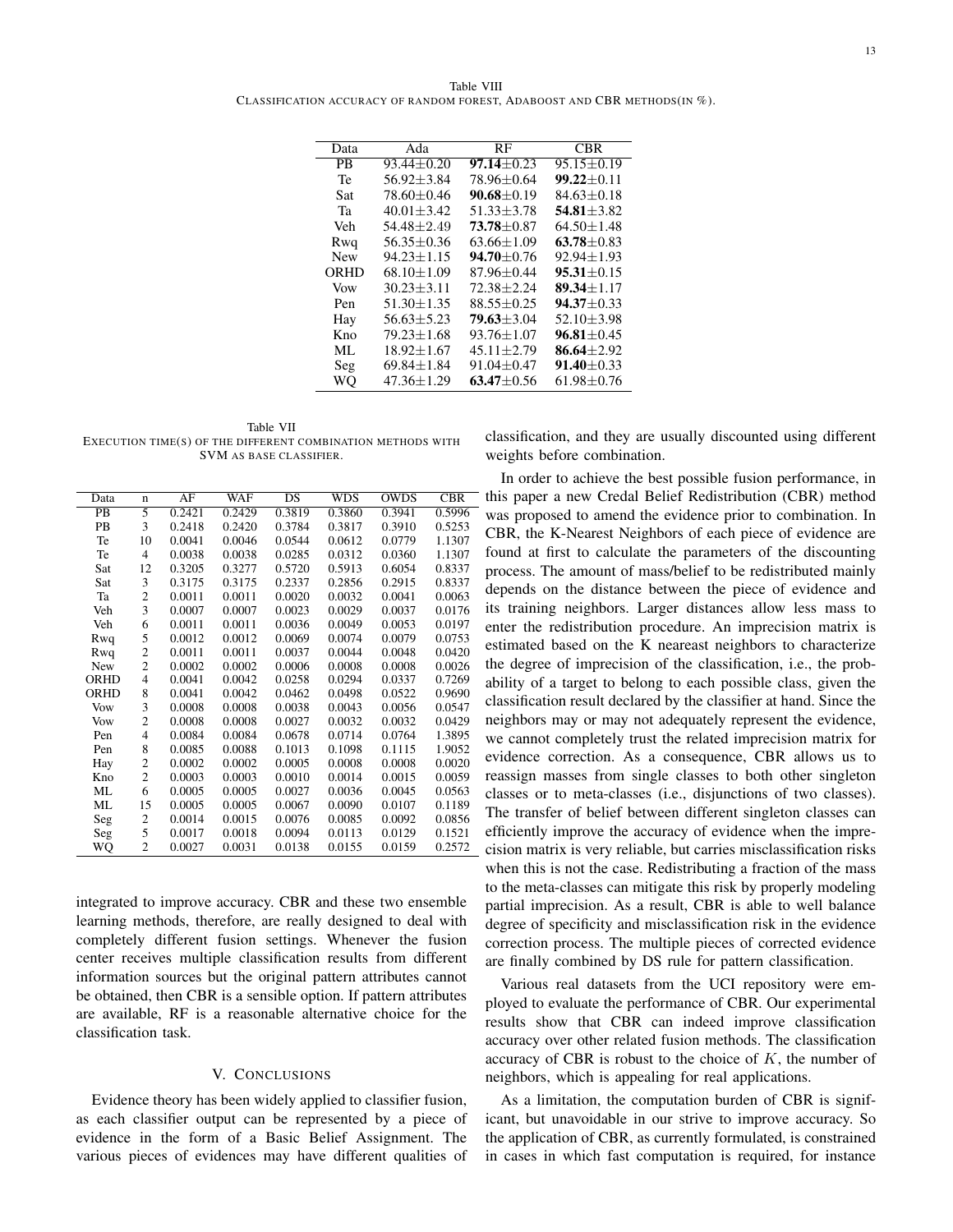Table VIII
CLASSIFICATION ACCURACY OF RANDOM FOREST, ADABOOST AND CBR METHODS(IN %).

| Data | Ada | RF | CBR |
|---|---|---|---|
| PB | 93.44±0.20 | **97.14**±0.23 | 95.15±0.19 |
| Te | 56.92±3.84 | 78.96±0.64 | **99.22**±0.11 |
| Sat | 78.60±0.46 | **90.68**±0.19 | 84.63±0.18 |
| Ta | 40.01±3.42 | 51.33±3.78 | **54.81**±3.82 |
| Veh | 54.48±2.49 | **73.78**±0.87 | 64.50±1.48 |
| Rwq | 56.35±0.36 | 63.66±1.09 | **63.78**±0.83 |
| New | 94.23±1.15 | **94.70**±0.76 | 92.94±1.93 |
| ORHD | 68.10±1.09 | 87.96±0.44 | **95.31**±0.15 |
| Vow | 30.23±3.11 | 72.38±2.24 | **89.34**±1.17 |
| Pen | 51.30±1.35 | 88.55±0.25 | **94.37**±0.33 |
| Hay | 56.63±5.23 | **79.63**±3.04 | 52.10±3.98 |
| Kno | 79.23±1.68 | 93.76±1.07 | **96.81**±0.45 |
| ML | 18.92±1.67 | 45.11±2.79 | **86.64**±2.92 |
| Seg | 69.84±1.84 | 91.04±0.47 | **91.40**±0.33 |
| WQ | 47.36±1.29 | **63.47**±0.56 | 61.98±0.76 |

Table VII
EXECUTION TIME(S) OF THE DIFFERENT COMBINATION METHODS WITH SVM AS BASE CLASSIFIER.

| Data | n | AF | WAF | DS | WDS | OWDS | CBR |
|---|---|---|---|---|---|---|---|
| PB | 5 | 0.2421 | 0.2429 | 0.3819 | 0.3860 | 0.3941 | 0.5996 |
| PB | 3 | 0.2418 | 0.2420 | 0.3784 | 0.3817 | 0.3910 | 0.5253 |
| Te | 10 | 0.0041 | 0.0046 | 0.0544 | 0.0612 | 0.0779 | 1.1307 |
| Te | 4 | 0.0038 | 0.0038 | 0.0285 | 0.0312 | 0.0360 | 1.1307 |
| Sat | 12 | 0.3205 | 0.3277 | 0.5720 | 0.5913 | 0.6054 | 0.8337 |
| Sat | 3 | 0.3175 | 0.3175 | 0.2337 | 0.2856 | 0.2915 | 0.8337 |
| Ta | 2 | 0.0011 | 0.0011 | 0.0020 | 0.0032 | 0.0041 | 0.0063 |
| Veh | 3 | 0.0007 | 0.0007 | 0.0023 | 0.0029 | 0.0037 | 0.0176 |
| Veh | 6 | 0.0011 | 0.0011 | 0.0036 | 0.0049 | 0.0053 | 0.0197 |
| Rwq | 5 | 0.0012 | 0.0012 | 0.0069 | 0.0074 | 0.0079 | 0.0753 |
| Rwq | 2 | 0.0011 | 0.0011 | 0.0037 | 0.0044 | 0.0048 | 0.0420 |
| New | 2 | 0.0002 | 0.0002 | 0.0006 | 0.0008 | 0.0008 | 0.0026 |
| ORHD | 4 | 0.0041 | 0.0042 | 0.0258 | 0.0294 | 0.0337 | 0.7269 |
| ORHD | 8 | 0.0041 | 0.0042 | 0.0462 | 0.0498 | 0.0522 | 0.9690 |
| Vow | 3 | 0.0008 | 0.0008 | 0.0038 | 0.0043 | 0.0056 | 0.0547 |
| Vow | 2 | 0.0008 | 0.0008 | 0.0027 | 0.0032 | 0.0032 | 0.0429 |
| Pen | 4 | 0.0084 | 0.0084 | 0.0678 | 0.0714 | 0.0764 | 1.3895 |
| Pen | 8 | 0.0085 | 0.0088 | 0.1013 | 0.1098 | 0.1115 | 1.9052 |
| Hay | 2 | 0.0002 | 0.0002 | 0.0005 | 0.0008 | 0.0008 | 0.0020 |
| Kno | 2 | 0.0003 | 0.0003 | 0.0010 | 0.0014 | 0.0015 | 0.0059 |
| ML | 6 | 0.0005 | 0.0005 | 0.0027 | 0.0036 | 0.0045 | 0.0563 |
| ML | 15 | 0.0005 | 0.0005 | 0.0067 | 0.0090 | 0.0107 | 0.1189 |
| Seg | 2 | 0.0014 | 0.0015 | 0.0076 | 0.0085 | 0.0092 | 0.0856 |
| Seg | 5 | 0.0017 | 0.0018 | 0.0094 | 0.0113 | 0.0129 | 0.1521 |
| WQ | 2 | 0.0027 | 0.0031 | 0.0138 | 0.0155 | 0.0159 | 0.2572 |

integrated to improve accuracy. CBR and these two ensemble learning methods, therefore, are really designed to deal with completely different fusion settings. Whenever the fusion center receives multiple classification results from different information sources but the original pattern attributes cannot be obtained, then CBR is a sensible option. If pattern attributes are available, RF is a reasonable alternative choice for the classification task.

## V. CONCLUSIONS

Evidence theory has been widely applied to classifier fusion, as each classifier output can be represented by a piece of evidence in the form of a Basic Belief Assignment. The various pieces of evidences may have different qualities of classification, and they are usually discounted using different weights before combination.

In order to achieve the best possible fusion performance, in this paper a new Credal Belief Redistribution (CBR) method was proposed to amend the evidence prior to combination. In CBR, the K-Nearest Neighbors of each piece of evidence are found at first to calculate the parameters of the discounting process. The amount of mass/belief to be redistributed mainly depends on the distance between the piece of evidence and its training neighbors. Larger distances allow less mass to enter the redistribution procedure. An imprecision matrix is estimated based on the K nearest neighbors to characterize the degree of imprecision of the classification, i.e., the probability of a target to belong to each possible class, given the classification result declared by the classifier at hand. Since the neighbors may or may not adequately represent the evidence, we cannot completely trust the related imprecision matrix for evidence correction. As a consequence, CBR allows us to reassign masses from single classes to both other singleton classes or to meta-classes (i.e., disjunctions of two classes). The transfer of belief between different singleton classes can efficiently improve the accuracy of evidence when the imprecision matrix is very reliable, but carries misclassification risks when this is not the case. Redistributing a fraction of the mass to the meta-classes can mitigate this risk by properly modeling partial imprecision. As a result, CBR is able to well balance degree of specificity and misclassification risk in the evidence correction process. The multiple pieces of corrected evidence are finally combined by DS rule for pattern classification.

Various real datasets from the UCI repository were employed to evaluate the performance of CBR. Our experimental results show that CBR can indeed improve classification accuracy over other related fusion methods. The classification accuracy of CBR is robust to the choice of $K$, the number of neighbors, which is appealing for real applications.

As a limitation, the computation burden of CBR is significant, but unavoidable in our strive to improve accuracy. So the application of CBR, as currently formulated, is constrained in cases in which fast computation is required, for instance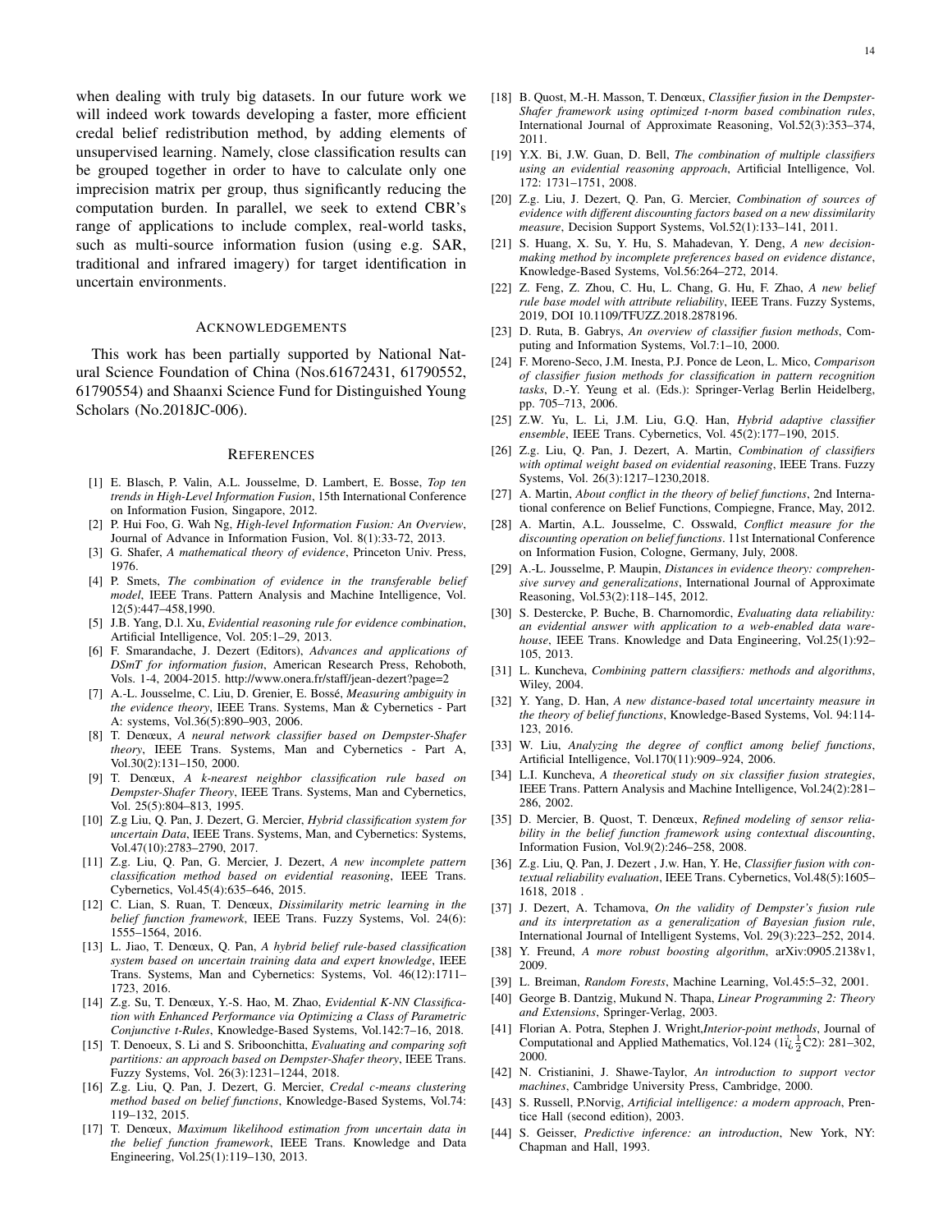when dealing with truly big datasets. In our future work we will indeed work towards developing a faster, more efficient credal belief redistribution method, by adding elements of unsupervised learning. Namely, close classification results can be grouped together in order to have to calculate only one imprecision matrix per group, thus significantly reducing the computation burden. In parallel, we seek to extend CBR's range of applications to include complex, real-world tasks, such as multi-source information fusion (using e.g. SAR, traditional and infrared imagery) for target identification in uncertain environments.

## Acknowledgements

This work has been partially supported by National Natural Science Foundation of China (Nos.61672431, 61790552, 61790554) and Shaanxi Science Fund for Distinguished Young Scholars (No.2018JC-006).

## References

- [1] E. Blasch, P. Valin, A.L. Jousselme, D. Lambert, E. Bosse, *Top ten trends in High-Level Information Fusion*, 15th International Conference on Information Fusion, Singapore, 2012.
- [2] P. Hui Foo, G. Wah Ng, *High-level Information Fusion: An Overview*, Journal of Advance in Information Fusion, Vol. 8(1):33-72, 2013.
- [3] G. Shafer, *A mathematical theory of evidence*, Princeton Univ. Press, 1976.
- [4] P. Smets, *The combination of evidence in the transferable belief model*, IEEE Trans. Pattern Analysis and Machine Intelligence, Vol. 12(5):447–458,1990.
- [5] J.B. Yang, D.l. Xu, *Evidential reasoning rule for evidence combination*, Artificial Intelligence, Vol. 205:1–29, 2013.
- [6] F. Smarandache, J. Dezert (Editors), *Advances and applications of DSmT for information fusion*, American Research Press, Rehoboth, Vols. 1-4, 2004-2015. http://www.onera.fr/staff/jean-dezert?page=2
- [7] A.-L. Jousselme, C. Liu, D. Grenier, E. Bossé, *Measuring ambiguity in the evidence theory*, IEEE Trans. Systems, Man & Cybernetics - Part A: systems, Vol.36(5):890–903, 2006.
- [8] T. Denœux, *A neural network classifier based on Dempster-Shafer theory*, IEEE Trans. Systems, Man and Cybernetics - Part A, Vol.30(2):131–150, 2000.
- [9] T. Denœux, *A k-nearest neighbor classification rule based on Dempster-Shafer Theory*, IEEE Trans. Systems, Man and Cybernetics, Vol. 25(5):804–813, 1995.
- [10] Z.g Liu, Q. Pan, J. Dezert, G. Mercier, *Hybrid classification system for uncertain Data*, IEEE Trans. Systems, Man, and Cybernetics: Systems, Vol.47(10):2783–2790, 2017.
- [11] Z.g. Liu, Q. Pan, G. Mercier, J. Dezert, *A new incomplete pattern classification method based on evidential reasoning*, IEEE Trans. Cybernetics, Vol.45(4):635–646, 2015.
- [12] C. Lian, S. Ruan, T. Denœux, *Dissimilarity metric learning in the belief function framework*, IEEE Trans. Fuzzy Systems, Vol. 24(6): 1555–1564, 2016.
- [13] L. Jiao, T. Denœux, Q. Pan, *A hybrid belief rule-based classification system based on uncertain training data and expert knowledge*, IEEE Trans. Systems, Man and Cybernetics: Systems, Vol. 46(12):1711–1723, 2016.
- [14] Z.g. Su, T. Denœux, Y.-S. Hao, M. Zhao, *Evidential K-NN Classification with Enhanced Performance via Optimizing a Class of Parametric Conjunctive t-Rules*, Knowledge-Based Systems, Vol.142:7–16, 2018.
- [15] T. Denoeux, S. Li and S. Sriboonchitta, *Evaluating and comparing soft partitions: an approach based on Dempster-Shafer theory*, IEEE Trans. Fuzzy Systems, Vol. 26(3):1231–1244, 2018.
- [16] Z.g. Liu, Q. Pan, J. Dezert, G. Mercier, *Credal c-means clustering method based on belief functions*, Knowledge-Based Systems, Vol.74: 119–132, 2015.
- [17] T. Denœux, *Maximum likelihood estimation from uncertain data in the belief function framework*, IEEE Trans. Knowledge and Data Engineering, Vol.25(1):119–130, 2013.
- [18] B. Quost, M.-H. Masson, T. Denœux, *Classifier fusion in the Dempster-Shafer framework using optimized t-norm based combination rules*, International Journal of Approximate Reasoning, Vol.52(3):353–374, 2011.
- [19] Y.X. Bi, J.W. Guan, D. Bell, *The combination of multiple classifiers using an evidential reasoning approach*, Artificial Intelligence, Vol. 172: 1731–1751, 2008.
- [20] Z.g. Liu, J. Dezert, Q. Pan, G. Mercier, *Combination of sources of evidence with different discounting factors based on a new dissimilarity measure*, Decision Support Systems, Vol.52(1):133–141, 2011.
- [21] S. Huang, X. Su, Y. Hu, S. Mahadevan, Y. Deng, *A new decision-making method by incomplete preferences based on evidence distance*, Knowledge-Based Systems, Vol.56:264–272, 2014.
- [22] Z. Feng, Z. Zhou, C. Hu, L. Chang, G. Hu, F. Zhao, *A new belief rule base model with attribute reliability*, IEEE Trans. Fuzzy Systems, 2019, DOI 10.1109/TFUZZ.2018.2878196.
- [23] D. Ruta, B. Gabrys, *An overview of classifier fusion methods*, Computing and Information Systems, Vol.7:1–10, 2000.
- [24] F. Moreno-Seco, J.M. Inesta, P.J. Ponce de Leon, L. Mico, *Comparison of classifier fusion methods for classification in pattern recognition tasks*, D.-Y. Yeung et al. (Eds.): Springer-Verlag Berlin Heidelberg, pp. 705–713, 2006.
- [25] Z.W. Yu, L. Li, J.M. Liu, G.Q. Han, *Hybrid adaptive classifier ensemble*, IEEE Trans. Cybernetics, Vol. 45(2):177–190, 2015.
- [26] Z.g. Liu, Q. Pan, J. Dezert, A. Martin, *Combination of classifiers with optimal weight based on evidential reasoning*, IEEE Trans. Fuzzy Systems, Vol. 26(3):1217–1230,2018.
- [27] A. Martin, *About conflict in the theory of belief functions*, 2nd International conference on Belief Functions, Compiegne, France, May, 2012.
- [28] A. Martin, A.L. Jousselme, C. Osswald, *Conflict measure for the discounting operation on belief functions*. 11st International Conference on Information Fusion, Cologne, Germany, July, 2008.
- [29] A.-L. Jousselme, P. Maupin, *Distances in evidence theory: comprehensive survey and generalizations*, International Journal of Approximate Reasoning, Vol.53(2):118–145, 2012.
- [30] S. Destercke, P. Buche, B. Charnomordic, *Evaluating data reliability: an evidential answer with application to a web-enabled data warehouse*, IEEE Trans. Knowledge and Data Engineering, Vol.25(1):92–105, 2013.
- [31] L. Kuncheva, *Combining pattern classifiers: methods and algorithms*, Wiley, 2004.
- [32] Y. Yang, D. Han, *A new distance-based total uncertainty measure in the theory of belief functions*, Knowledge-Based Systems, Vol. 94:114-123, 2016.
- [33] W. Liu, *Analyzing the degree of conflict among belief functions*, Artificial Intelligence, Vol.170(11):909–924, 2006.
- [34] L.I. Kuncheva, *A theoretical study on six classifier fusion strategies*, IEEE Trans. Pattern Analysis and Machine Intelligence, Vol.24(2):281–286, 2002.
- [35] D. Mercier, B. Quost, T. Denœux, *Refined modeling of sensor reliability in the belief function framework using contextual discounting*, Information Fusion, Vol.9(2):246–258, 2008.
- [36] Z.g. Liu, Q. Pan, J. Dezert , J.w. Han, Y. He, *Classifier fusion with contextual reliability evaluation*, IEEE Trans. Cybernetics, Vol.48(5):1605–1618, 2018 .
- [37] J. Dezert, A. Tchamova, *On the validity of Dempster's fusion rule and its interpretation as a generalization of Bayesian fusion rule*, International Journal of Intelligent Systems, Vol. 29(3):223–252, 2014.
- [38] Y. Freund, *A more robust boosting algorithm*, arXiv:0905.2138v1, 2009.
- [39] L. Breiman, *Random Forests*, Machine Learning, Vol.45:5–32, 2001.
- [40] George B. Dantzig, Mukund N. Thapa, *Linear Programming 2: Theory and Extensions*, Springer-Verlag, 2003.
- [41] Florian A. Potra, Stephen J. Wright,*Interior-point methods*, Journal of Computational and Applied Mathematics, Vol.124 (1ï¿½C2): 281–302, 2000.
- [42] N. Cristianini, J. Shawe-Taylor, *An introduction to support vector machines*, Cambridge University Press, Cambridge, 2000.
- [43] S. Russell, P.Norvig, *Artificial intelligence: a modern approach*, Prentice Hall (second edition), 2003.
- [44] S. Geisser, *Predictive inference: an introduction*, New York, NY: Chapman and Hall, 1993.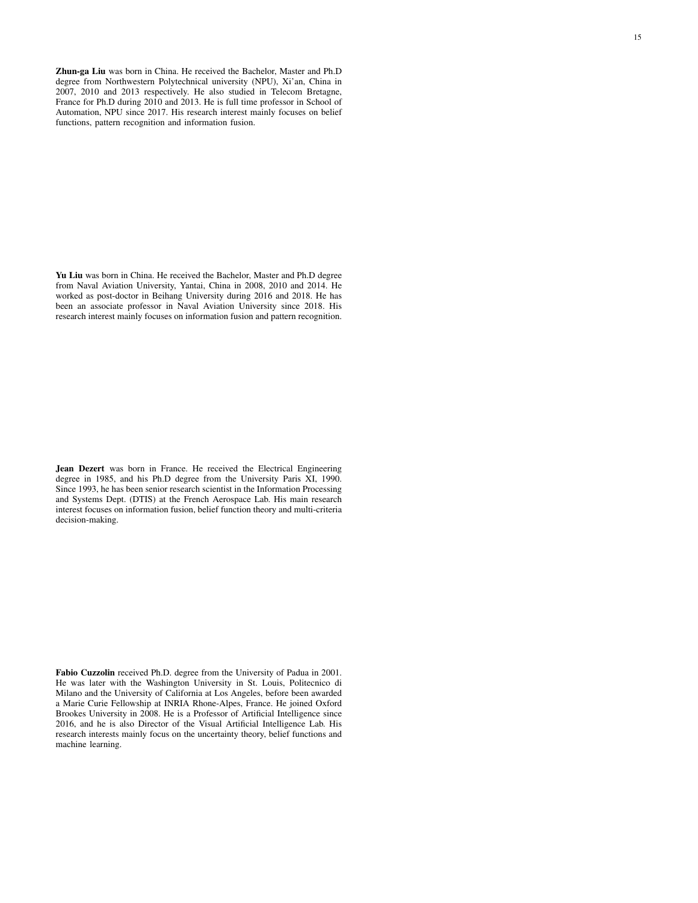**Zhun-ga Liu** was born in China. He received the Bachelor, Master and Ph.D degree from Northwestern Polytechnical university (NPU), Xi'an, China in 2007, 2010 and 2013 respectively. He also studied in Telecom Bretagne, France for Ph.D during 2010 and 2013. He is full time professor in School of Automation, NPU since 2017. His research interest mainly focuses on belief functions, pattern recognition and information fusion.

**Yu Liu** was born in China. He received the Bachelor, Master and Ph.D degree from Naval Aviation University, Yantai, China in 2008, 2010 and 2014. He worked as post-doctor in Beihang University during 2016 and 2018. He has been an associate professor in Naval Aviation University since 2018. His research interest mainly focuses on information fusion and pattern recognition.

**Jean Dezert** was born in France. He received the Electrical Engineering degree in 1985, and his Ph.D degree from the University Paris XI, 1990. Since 1993, he has been senior research scientist in the Information Processing and Systems Dept. (DTIS) at the French Aerospace Lab. His main research interest focuses on information fusion, belief function theory and multi-criteria decision-making.

**Fabio Cuzzolin** received Ph.D. degree from the University of Padua in 2001. He was later with the Washington University in St. Louis, Politecnico di Milano and the University of California at Los Angeles, before been awarded a Marie Curie Fellowship at INRIA Rhone-Alpes, France. He joined Oxford Brookes University in 2008. He is a Professor of Artificial Intelligence since 2016, and he is also Director of the Visual Artificial Intelligence Lab. His research interests mainly focus on the uncertainty theory, belief functions and machine learning.